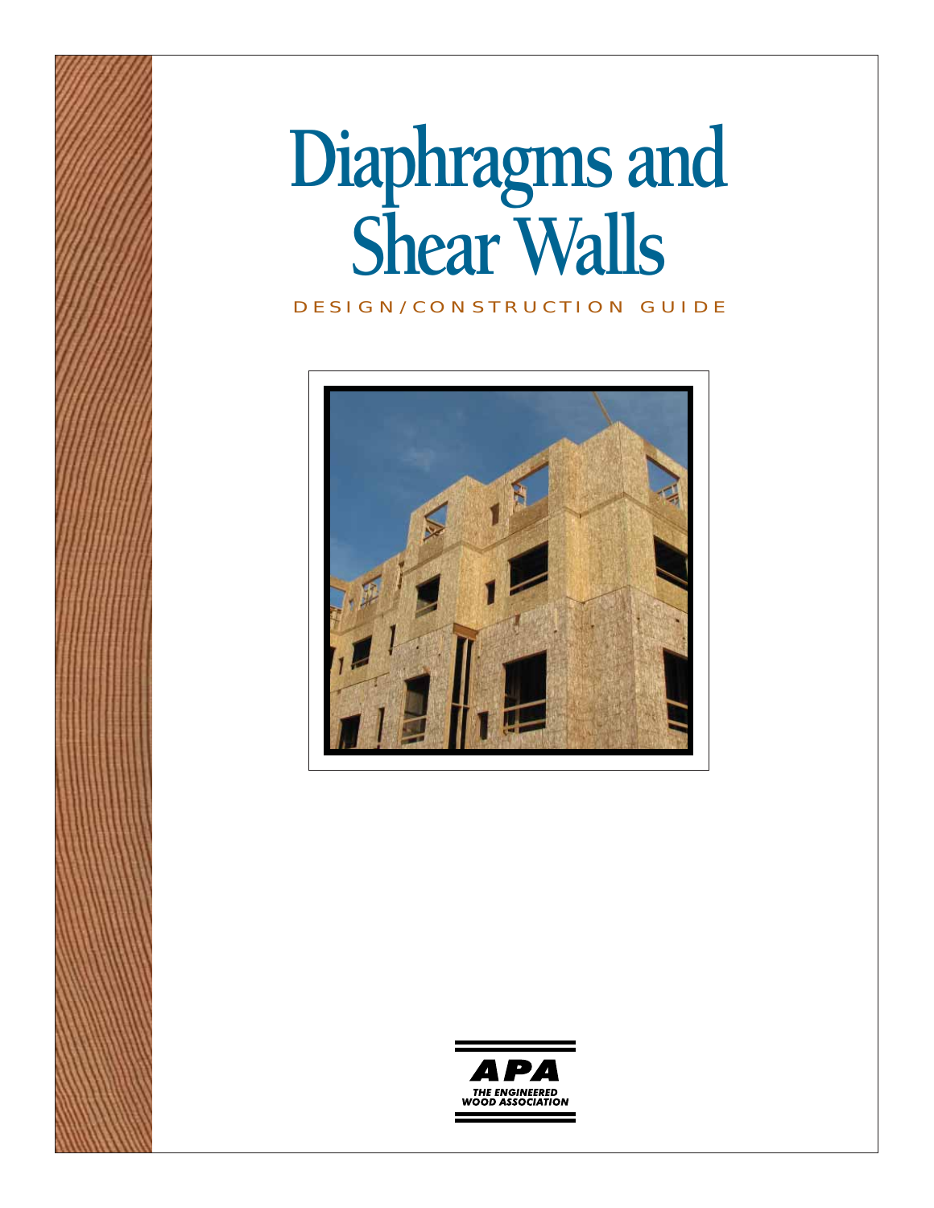# Diaphragms and Shear Walls

DESIGN/CONSTRUCTION GUIDE

APA

THE ENGINEERED WOOD ASSOCIATION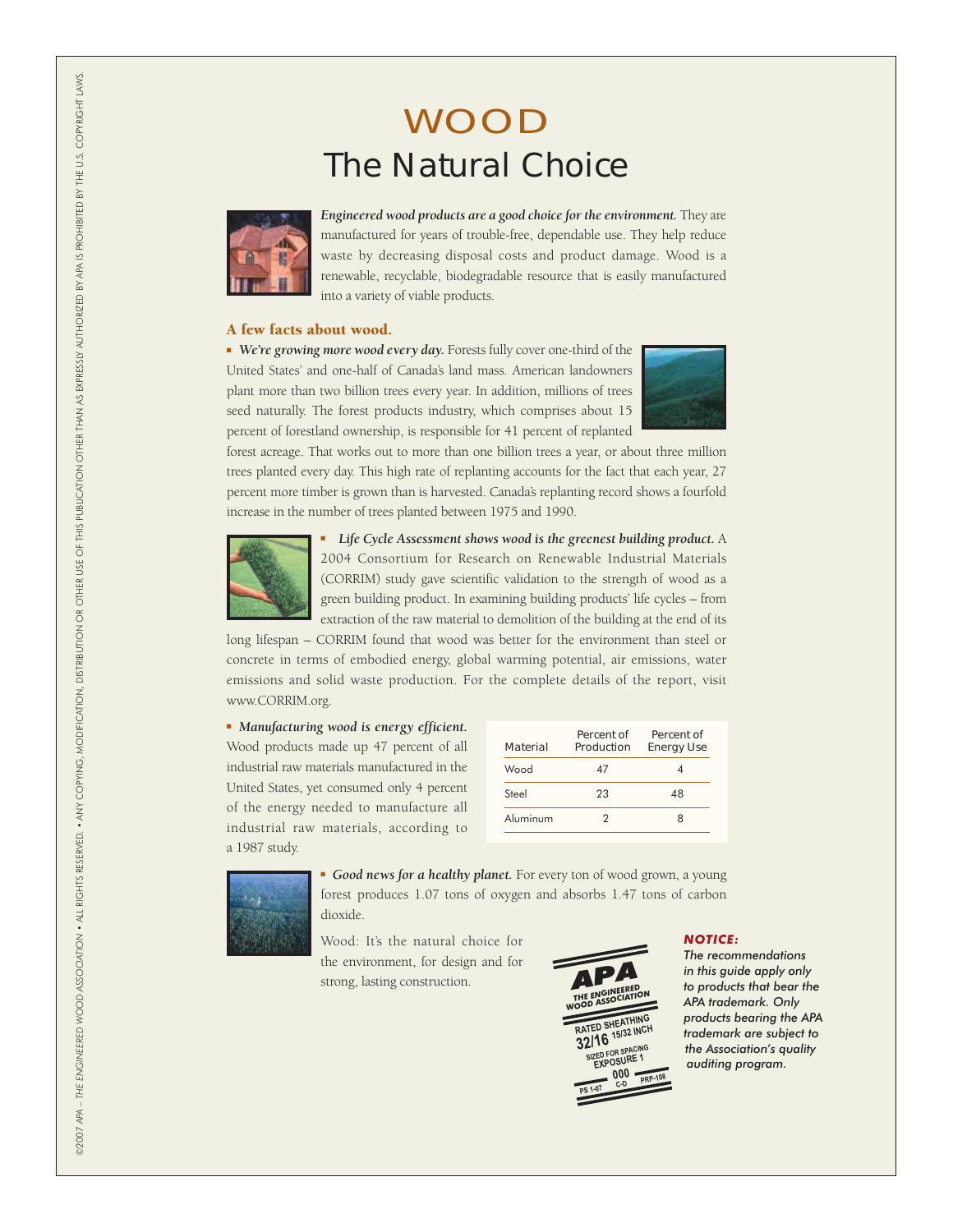# WOOD

## The Natural Choice

***Engineered wood products are a good choice for the environment.*** They are manufactured for years of trouble-free, dependable use. They help reduce waste by decreasing disposal costs and product damage. Wood is a renewable, recyclable, biodegradable resource that is easily manufactured into a variety of viable products.

### A few facts about wood.

- ***We're growing more wood every day.*** Forests fully cover one-third of the United States' and one-half of Canada's land mass. American landowners plant more than two billion trees every year. In addition, millions of trees seed naturally. The forest products industry, which comprises about 15 percent of forestland ownership, is responsible for 41 percent of replanted forest acreage. That works out to more than one billion trees a year, or about three million trees planted every day. This high rate of replanting accounts for the fact that each year, 27 percent more timber is grown than is harvested. Canada's replanting record shows a fourfold increase in the number of trees planted between 1975 and 1990.

- ***Life Cycle Assessment shows wood is the greenest building product.*** A 2004 Consortium for Research on Renewable Industrial Materials (CORRIM) study gave scientific validation to the strength of wood as a green building product. In examining building products' life cycles – from extraction of the raw material to demolition of the building at the end of its long lifespan – CORRIM found that wood was better for the environment than steel or concrete in terms of embodied energy, global warming potential, air emissions, water emissions and solid waste production. For the complete details of the report, visit www.CORRIM.org.

- ***Manufacturing wood is energy efficient.*** Wood products made up 47 percent of all industrial raw materials manufactured in the United States, yet consumed only 4 percent of the energy needed to manufacture all industrial raw materials, according to a 1987 study.

| Material | Percent of Production | Percent of Energy Use |
|---|---|---|
| Wood | 47 | 4 |
| Steel | 23 | 48 |
| Aluminum | 2 | 8 |

- ***Good news for a healthy planet.*** For every ton of wood grown, a young forest produces 1.07 tons of oxygen and absorbs 1.47 tons of carbon dioxide.

Wood: It's the natural choice for the environment, for design and for strong, lasting construction.

***NOTICE:***
*The recommendations in this guide apply only to products that bear the APA trademark. Only products bearing the APA trademark are subject to the Association's quality auditing program.*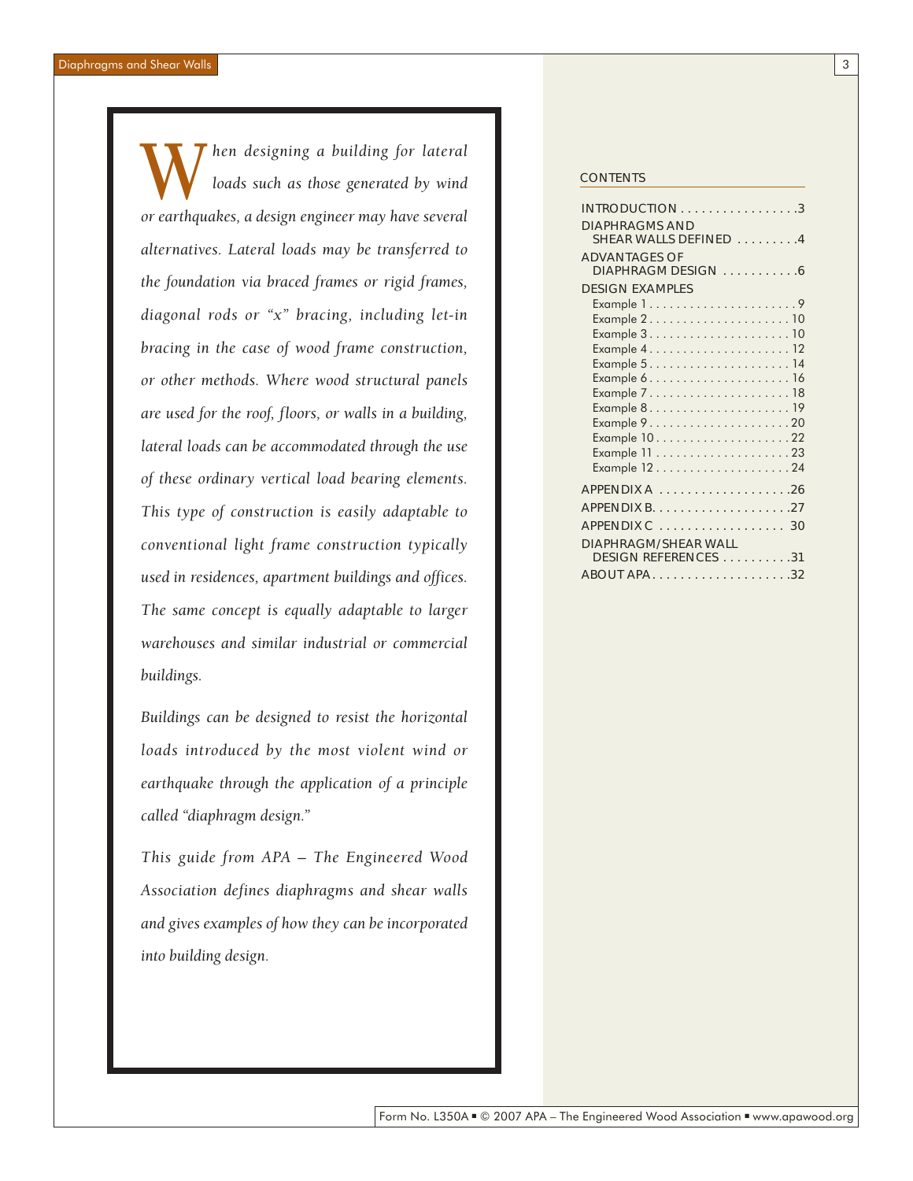*When designing a building for lateral loads such as those generated by wind or earthquakes, a design engineer may have several alternatives. Lateral loads may be transferred to the foundation via braced frames or rigid frames, diagonal rods or "x" bracing, including let-in bracing in the case of wood frame construction, or other methods. Where wood structural panels are used for the roof, floors, or walls in a building, lateral loads can be accommodated through the use of these ordinary vertical load bearing elements. This type of construction is easily adaptable to conventional light frame construction typically used in residences, apartment buildings and offices. The same concept is equally adaptable to larger warehouses and similar industrial or commercial buildings.*

*Buildings can be designed to resist the horizontal loads introduced by the most violent wind or earthquake through the application of a principle called "diaphragm design."*

*This guide from APA – The Engineered Wood Association defines diaphragms and shear walls and gives examples of how they can be incorporated into building design.*

## CONTENTS

- INTRODUCTION . . . . . . . . . . . . . . . . . 3
- DIAPHRAGMS AND SHEAR WALLS DEFINED . . . . . . . . . 4
- ADVANTAGES OF DIAPHRAGM DESIGN . . . . . . . . . . . 6
- DESIGN EXAMPLES
  - Example 1 . . . . . . . . . . . . . . . . . . . . . . 9
  - Example 2 . . . . . . . . . . . . . . . . . . . . . 10
  - Example 3 . . . . . . . . . . . . . . . . . . . . . 10
  - Example 4 . . . . . . . . . . . . . . . . . . . . . 12
  - Example 5 . . . . . . . . . . . . . . . . . . . . . 14
  - Example 6 . . . . . . . . . . . . . . . . . . . . . 16
  - Example 7 . . . . . . . . . . . . . . . . . . . . . 18
  - Example 8 . . . . . . . . . . . . . . . . . . . . . 19
  - Example 9 . . . . . . . . . . . . . . . . . . . . . 20
  - Example 10 . . . . . . . . . . . . . . . . . . . . 22
  - Example 11 . . . . . . . . . . . . . . . . . . . . 23
  - Example 12 . . . . . . . . . . . . . . . . . . . . 24
- APPENDIX A . . . . . . . . . . . . . . . . . . . 26
- APPENDIX B. . . . . . . . . . . . . . . . . . . . 27
- APPENDIX C . . . . . . . . . . . . . . . . . . 30
- DIAPHRAGM/SHEAR WALL DESIGN REFERENCES . . . . . . . . . . 31
- ABOUT APA. . . . . . . . . . . . . . . . . . . . 32

Form No. L350A ■ © 2007 APA – The Engineered Wood Association ■ www.apawood.org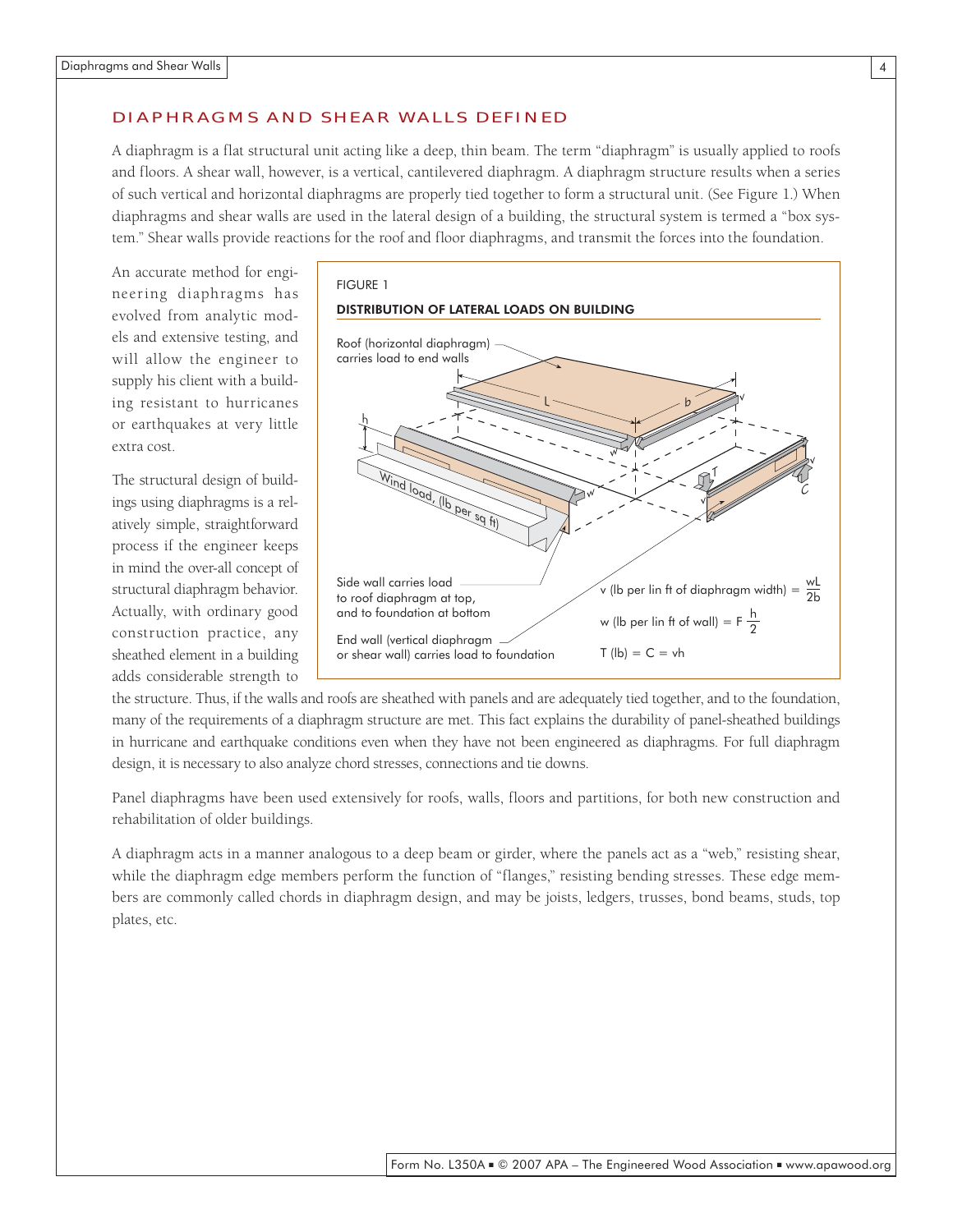## DIAPHRAGMS AND SHEAR WALLS DEFINED

A diaphragm is a flat structural unit acting like a deep, thin beam. The term "diaphragm" is usually applied to roofs and floors. A shear wall, however, is a vertical, cantilevered diaphragm. A diaphragm structure results when a series of such vertical and horizontal diaphragms are properly tied together to form a structural unit. (See Figure 1.) When diaphragms and shear walls are used in the lateral design of a building, the structural system is termed a "box system." Shear walls provide reactions for the roof and floor diaphragms, and transmit the forces into the foundation.

An accurate method for engineering diaphragms has evolved from analytic models and extensive testing, and will allow the engineer to supply his client with a building resistant to hurricanes or earthquakes at very little extra cost.

The structural design of buildings using diaphragms is a relatively simple, straightforward process if the engineer keeps in mind the over-all concept of structural diaphragm behavior. Actually, with ordinary good construction practice, any sheathed element in a building adds considerable strength to the structure. Thus, if the walls and roofs are sheathed with panels and are adequately tied together, and to the foundation, many of the requirements of a diaphragm structure are met. This fact explains the durability of panel-sheathed buildings in hurricane and earthquake conditions even when they have not been engineered as diaphragms. For full diaphragm design, it is necessary to also analyze chord stresses, connections and tie downs.

FIGURE 1

**DISTRIBUTION OF LATERAL LOADS ON BUILDING**

Roof (horizontal diaphragm) carries load to end walls

Wind load, (lb per sq ft)

Side wall carries load to roof diaphragm at top, and to foundation at bottom

End wall (vertical diaphragm or shear wall) carries load to foundation

v (lb per lin ft of diaphragm width) $= \frac{wL}{2b}$

w (lb per lin ft of wall) $= F\frac{h}{2}$

T (lb) $= C = vh$

Panel diaphragms have been used extensively for roofs, walls, floors and partitions, for both new construction and rehabilitation of older buildings.

A diaphragm acts in a manner analogous to a deep beam or girder, where the panels act as a "web," resisting shear, while the diaphragm edge members perform the function of "flanges," resisting bending stresses. These edge members are commonly called chords in diaphragm design, and may be joists, ledgers, trusses, bond beams, studs, top plates, etc.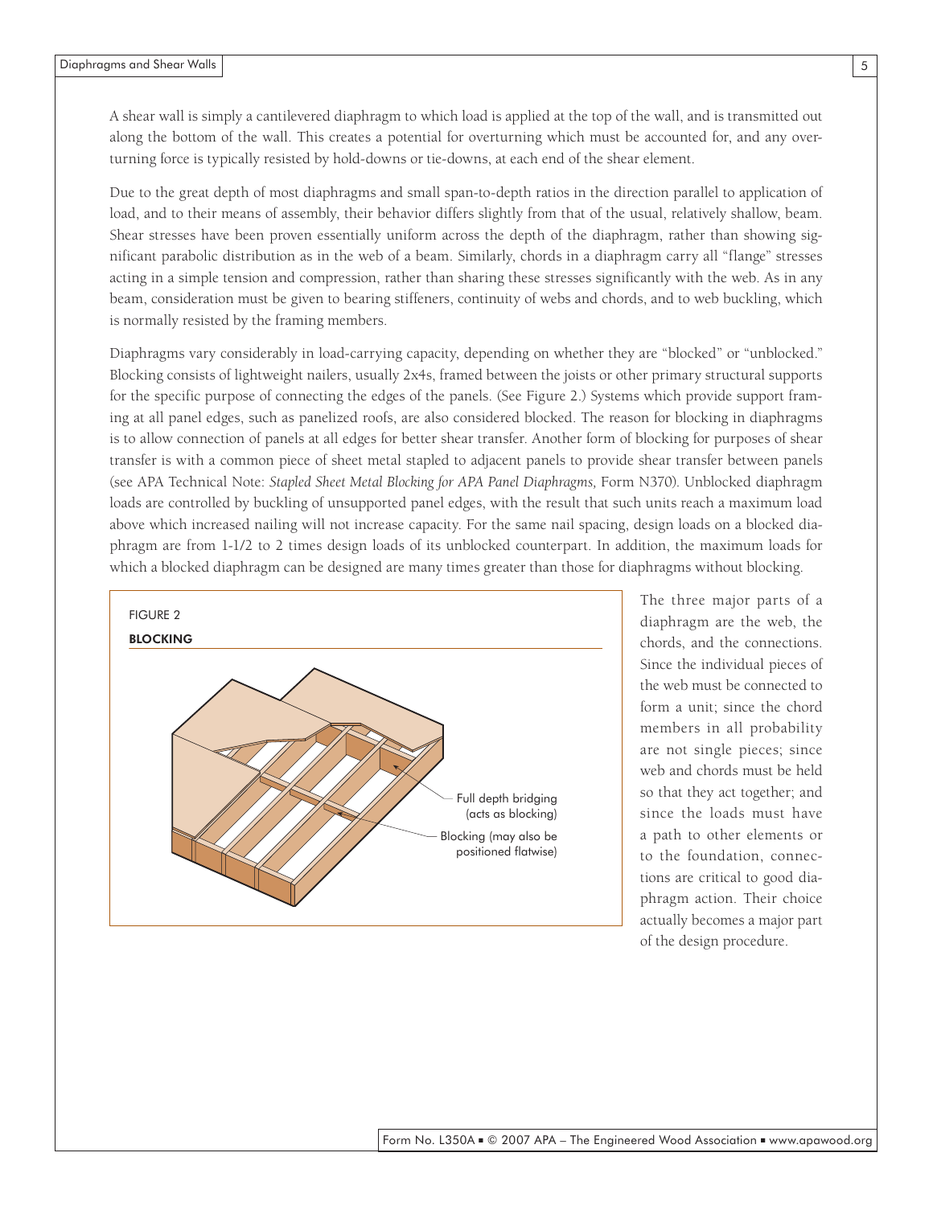A shear wall is simply a cantilevered diaphragm to which load is applied at the top of the wall, and is transmitted out along the bottom of the wall. This creates a potential for overturning which must be accounted for, and any overturning force is typically resisted by hold-downs or tie-downs, at each end of the shear element.

Due to the great depth of most diaphragms and small span-to-depth ratios in the direction parallel to application of load, and to their means of assembly, their behavior differs slightly from that of the usual, relatively shallow, beam. Shear stresses have been proven essentially uniform across the depth of the diaphragm, rather than showing significant parabolic distribution as in the web of a beam. Similarly, chords in a diaphragm carry all "flange" stresses acting in a simple tension and compression, rather than sharing these stresses significantly with the web. As in any beam, consideration must be given to bearing stiffeners, continuity of webs and chords, and to web buckling, which is normally resisted by the framing members.

Diaphragms vary considerably in load-carrying capacity, depending on whether they are "blocked" or "unblocked." Blocking consists of lightweight nailers, usually 2x4s, framed between the joists or other primary structural supports for the specific purpose of connecting the edges of the panels. (See Figure 2.) Systems which provide support framing at all panel edges, such as panelized roofs, are also considered blocked. The reason for blocking in diaphragms is to allow connection of panels at all edges for better shear transfer. Another form of blocking for purposes of shear transfer is with a common piece of sheet metal stapled to adjacent panels to provide shear transfer between panels (see APA Technical Note: *Stapled Sheet Metal Blocking for APA Panel Diaphragms,* Form N370). Unblocked diaphragm loads are controlled by buckling of unsupported panel edges, with the result that such units reach a maximum load above which increased nailing will not increase capacity. For the same nail spacing, design loads on a blocked diaphragm are from 1-1/2 to 2 times design loads of its unblocked counterpart. In addition, the maximum loads for which a blocked diaphragm can be designed are many times greater than those for diaphragms without blocking.

FIGURE 2

**BLOCKING**

Full depth bridging (acts as blocking)

Blocking (may also be positioned flatwise)

The three major parts of a diaphragm are the web, the chords, and the connections. Since the individual pieces of the web must be connected to form a unit; since the chord members in all probability are not single pieces; since web and chords must be held so that they act together; and since the loads must have a path to other elements or to the foundation, connections are critical to good diaphragm action. Their choice actually becomes a major part of the design procedure.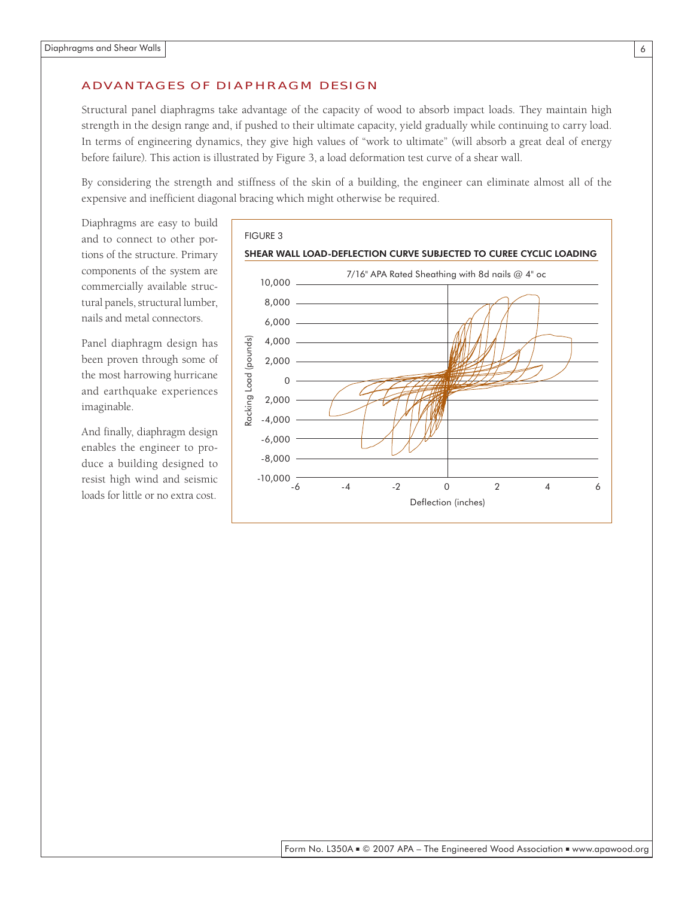## ADVANTAGES OF DIAPHRAGM DESIGN

Structural panel diaphragms take advantage of the capacity of wood to absorb impact loads. They maintain high strength in the design range and, if pushed to their ultimate capacity, yield gradually while continuing to carry load. In terms of engineering dynamics, they give high values of "work to ultimate" (will absorb a great deal of energy before failure). This action is illustrated by Figure 3, a load deformation test curve of a shear wall.

By considering the strength and stiffness of the skin of a building, the engineer can eliminate almost all of the expensive and inefficient diagonal bracing which might otherwise be required.

Diaphragms are easy to build and to connect to other portions of the structure. Primary components of the system are commercially available structural panels, structural lumber, nails and metal connectors.

Panel diaphragm design has been proven through some of the most harrowing hurricane and earthquake experiences imaginable.

And finally, diaphragm design enables the engineer to produce a building designed to resist high wind and seismic loads for little or no extra cost.

FIGURE 3

**SHEAR WALL LOAD-DEFLECTION CURVE SUBJECTED TO CUREE CYCLIC LOADING**

7/16" APA Rated Sheathing with 8d nails @ 4" oc

Racking Load (pounds) vs. Deflection (inches)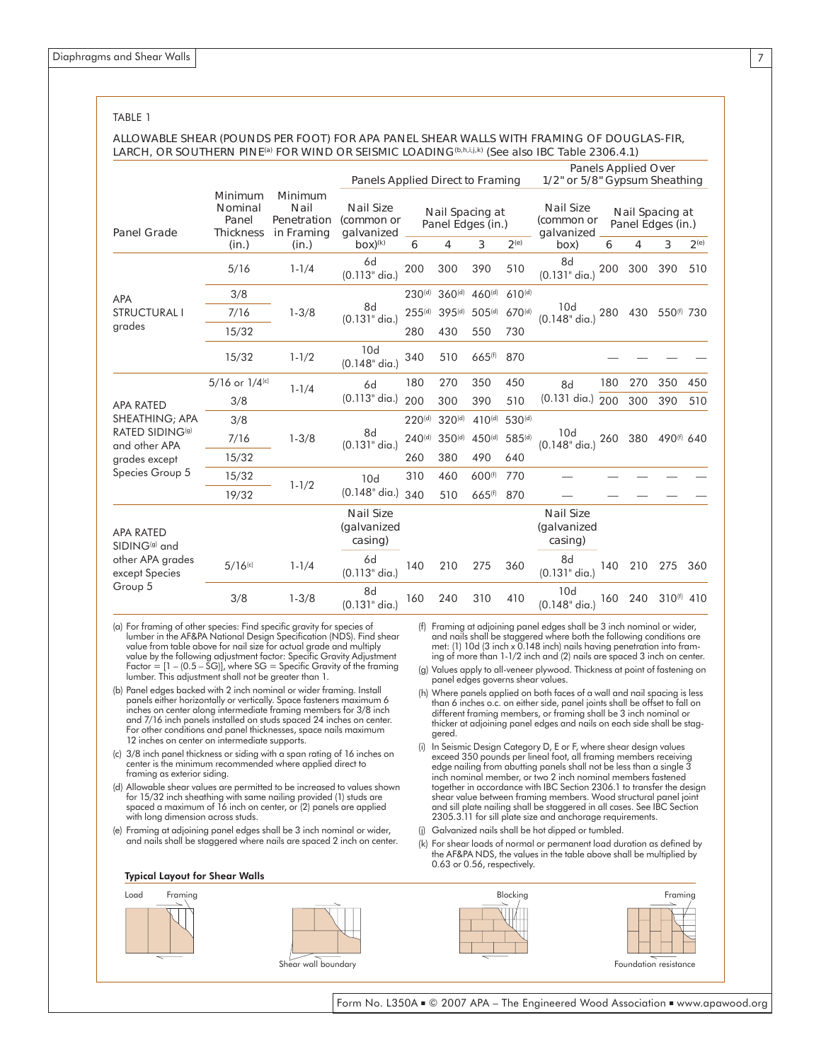TABLE 1

ALLOWABLE SHEAR (POUNDS PER FOOT) FOR APA PANEL SHEAR WALLS WITH FRAMING OF DOUGLAS-FIR, LARCH, OR SOUTHERN PINE[a] FOR WIND OR SEISMIC LOADING[b,h,i,j,k] (See also IBC Table 2306.4.1)

| Panel Grade | Minimum Nominal Panel Thickness (in.) | Minimum Nail Penetration in Framing (in.) | Panels Applied Direct to Framing | | | | | Panels Applied Over 1/2" or 5/8" Gypsum Sheathing | | | | |
|---|---|---|---|---|---|---|---|---|---|---|---|---|
| | | | Nail Size (common or galvanized box)[k] | Nail Spacing at Panel Edges (in.) | | | | Nail Size (common or galvanized box) | Nail Spacing at Panel Edges (in.) | | | |
| | | | | 6 | 4 | 3 | 2[e] | | 6 | 4 | 3 | 2[e] |
| APA STRUCTURAL I grades | 5/16 | 1-1/4 | 6d (0.113" dia.) | 200 | 300 | 390 | 510 | 8d (0.131" dia.) | 200 | 300 | 390 | 510 |
| | 3/8 | 1-3/8 | 8d (0.131" dia.) | 230[d] | 360[d] | 460[d] | 610[d] | 10d (0.148" dia.) | 280 | 430 | 550[f] | 730 |
| | 7/16 | | | 255[d] | 395[d] | 505[d] | 670[d] | | | | | |
| | 15/32 | | | 280 | 430 | 550 | 730 | | | | | |
| | 15/32 | 1-1/2 | 10d (0.148" dia.) | 340 | 510 | 665[f] | 870 | | — | — | — | — |
| APA RATED SHEATHING; APA RATED SIDING[g] and other APA grades except Species Group 5 | 5/16 or 1/4[c] | 1-1/4 | 6d (0.113" dia.) | 180 | 270 | 350 | 450 | 8d (0.131 dia.) | 180 | 270 | 350 | 450 |
| | 3/8 | | | 200 | 300 | 390 | 510 | | 200 | 300 | 390 | 510 |
| | 3/8 | 1-3/8 | 8d (0.131" dia.) | 220[d] | 320[d] | 410[d] | 530[d] | 10d (0.148" dia.) | 260 | 380 | 490[f] | 640 |
| | 7/16 | | | 240[d] | 350[d] | 450[d] | 585[d] | | | | | |
| | 15/32 | | | 260 | 380 | 490 | 640 | | | | | |
| | 15/32 | 1-1/2 | 10d (0.148" dia.) | 310 | 460 | 600[f] | 770 | — | — | — | — | — |
| | 19/32 | | | 340 | 510 | 665[f] | 870 | — | — | — | — | — |
| APA RATED SIDING[g] and other APA grades except Species Group 5 | | | Nail Size (galvanized casing) | | | | | Nail Size (galvanized casing) | | | | |
| | 5/16[c] | 1-1/4 | 6d (0.113" dia.) | 140 | 210 | 275 | 360 | 8d (0.131" dia.) | 140 | 210 | 275 | 360 |
| | 3/8 | 1-3/8 | 8d (0.131" dia.) | 160 | 240 | 310 | 410 | 10d (0.148" dia.) | 160 | 240 | 310[f] | 410 |

(a) For framing of other species: Find specific gravity for species of lumber in the AF&PA National Design Specification (NDS). Find shear value from table above for nail size for actual grade and multiply value by the following adjustment factor: Specific Gravity Adjustment Factor = [1 – (0.5 – SG)], where SG = Specific Gravity of the framing lumber. This adjustment shall not be greater than 1.

(b) Panel edges backed with 2 inch nominal or wider framing. Install panels either horizontally or vertically. Space fasteners maximum 6 inches on center along intermediate framing members for 3/8 inch and 7/16 inch panels installed on studs spaced 24 inches on center. For other conditions and panel thicknesses, space nails maximum 12 inches on center on intermediate supports.

(c) 3/8 inch panel thickness or siding with a span rating of 16 inches on center is the minimum recommended where applied direct to framing as exterior siding.

(d) Allowable shear values are permitted to be increased to values shown for 15/32 inch sheathing with same nailing provided (1) studs are spaced a maximum of 16 inch on center, or (2) panels are applied with long dimension across studs.

(e) Framing at adjoining panel edges shall be 3 inch nominal or wider, and nails shall be staggered where nails are spaced 2 inch on center.

(f) Framing at adjoining panel edges shall be 3 inch nominal or wider, and nails shall be staggered where both the following conditions are met: (1) 10d (3 inch x 0.148 inch) nails having penetration into framing of more than 1-1/2 inch and (2) nails are spaced 3 inch on center.

(g) Values apply to all-veneer plywood. Thickness at point of fastening on panel edges governs shear values.

(h) Where panels applied on both faces of a wall and nail spacing is less than 6 inches o.c. on either side, panel joints shall be offset to fall on different framing members, or framing shall be 3 inch nominal or thicker at adjoining panel edges and nails on each side shall be staggered.

(i) In Seismic Design Category D, E or F, where shear design values exceed 350 pounds per lineal foot, all framing members receiving edge nailing from abutting panels shall not be less than a single 3 inch nominal member, or two 2 inch nominal members fastened together in accordance with IBC Section 2306.1 to transfer the design shear value between framing members. Wood structural panel joint and sill plate nailing shall be staggered in all cases. See IBC Section 2305.3.11 for sill plate size and anchorage requirements.

(j) Galvanized nails shall be hot dipped or tumbled.

(k) For shear loads of normal or permanent load duration as defined by the AF&PA NDS, the values in the table above shall be multiplied by 0.63 or 0.56, respectively.

**Typical Layout for Shear Walls**

Load Framing Shear wall boundary Blocking Framing Foundation resistance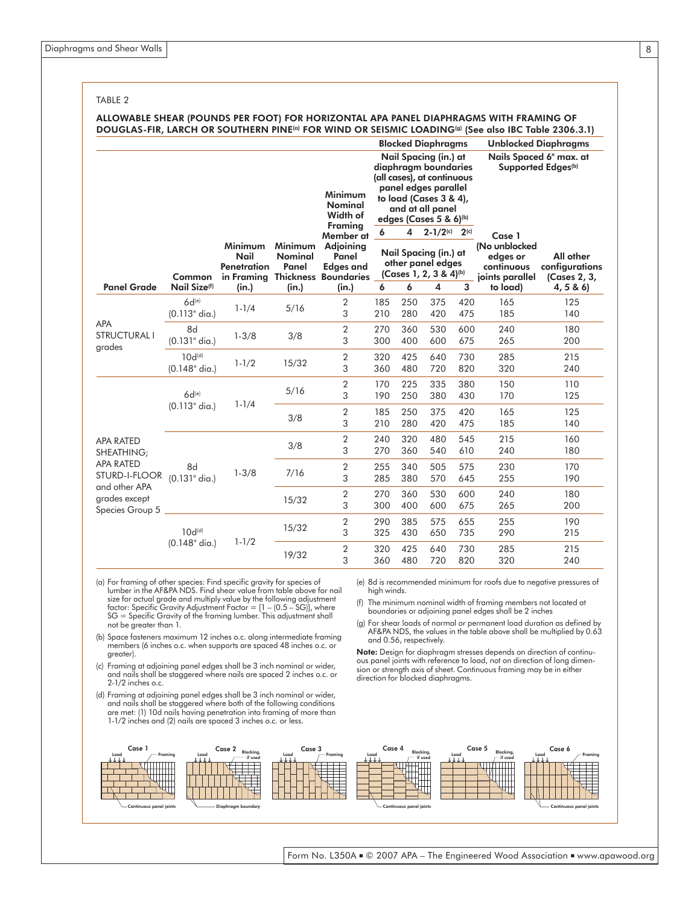TABLE 2

**ALLOWABLE SHEAR (POUNDS PER FOOT) FOR HORIZONTAL APA PANEL DIAPHRAGMS WITH FRAMING OF DOUGLAS-FIR, LARCH OR SOUTHERN PINE(a) FOR WIND OR SEISMIC LOADING(g) (See also IBC Table 2306.3.1)**

| Panel Grade | Common Nail Size(f) | Minimum Nail Penetration in Framing (in.) | Minimum Nominal Panel Thickness (in.) | Minimum Nominal Width of Framing Member at Adjoining Panel Edges and Boundaries (in.) | Blocked Diaphragms: Nail Spacing (in.) at diaphragm boundaries (all cases), at continuous panel edges parallel to load (Cases 3 & 4), and at all panel edges (Cases 5 & 6)(b): 6 / Nail Spacing (in.) at other panel edges (Cases 1, 2, 3 & 4)(b): 6 | 4 / 6 | 2-1/2(c) / 4 | 2(c) / 3 | Unblocked Diaphragms: Nails Spaced 6" max. at Supported Edges(b) — Case 1 (No unblocked edges or continuous joints parallel to load) | All other configurations (Cases 2, 3, 4, 5 & 6) |
|---|---|---|---|---|---|---|---|---|---|---|
| APA STRUCTURAL I grades | 6d(e) (0.113" dia.) | 1-1/4 | 5/16 | 2 | 185 | 250 | 375 | 420 | 165 | 125 |
| | | | | 3 | 210 | 280 | 420 | 475 | 185 | 140 |
| | 8d (0.131" dia.) | 1-3/8 | 3/8 | 2 | 270 | 360 | 530 | 600 | 240 | 180 |
| | | | | 3 | 300 | 400 | 600 | 675 | 265 | 200 |
| | 10d(d) (0.148" dia.) | 1-1/2 | 15/32 | 2 | 320 | 425 | 640 | 730 | 285 | 215 |
| | | | | 3 | 360 | 480 | 720 | 820 | 320 | 240 |
| APA RATED SHEATHING; APA RATED STURD-I-FLOOR and other APA grades except Species Group 5 | 6d(e) (0.113" dia.) | 1-1/4 | 5/16 | 2 | 170 | 225 | 335 | 380 | 150 | 110 |
| | | | | 3 | 190 | 250 | 380 | 430 | 170 | 125 |
| | | | 3/8 | 2 | 185 | 250 | 375 | 420 | 165 | 125 |
| | | | | 3 | 210 | 280 | 420 | 475 | 185 | 140 |
| | 8d (0.131" dia.) | 1-3/8 | 3/8 | 2 | 240 | 320 | 480 | 545 | 215 | 160 |
| | | | | 3 | 270 | 360 | 540 | 610 | 240 | 180 |
| | | | 7/16 | 2 | 255 | 340 | 505 | 575 | 230 | 170 |
| | | | | 3 | 285 | 380 | 570 | 645 | 255 | 190 |
| | | | 15/32 | 2 | 270 | 360 | 530 | 600 | 240 | 180 |
| | | | | 3 | 300 | 400 | 600 | 675 | 265 | 200 |
| | 10d(d) (0.148" dia.) | 1-1/2 | 15/32 | 2 | 290 | 385 | 575 | 655 | 255 | 190 |
| | | | | 3 | 325 | 430 | 650 | 735 | 290 | 215 |
| | | | 19/32 | 2 | 320 | 425 | 640 | 730 | 285 | 215 |
| | | | | 3 | 360 | 480 | 720 | 820 | 320 | 240 |

(a) For framing of other species: Find specific gravity for species of lumber in the AF&PA NDS. Find shear value from table above for nail size for actual grade and multiply value by the following adjustment factor: Specific Gravity Adjustment Factor = [1 – (0.5 – SG)], where SG = Specific Gravity of the framing lumber. This adjustment shall not be greater than 1.

(b) Space fasteners maximum 12 inches o.c. along intermediate framing members (6 inches o.c. when supports are spaced 48 inches o.c. or greater).

(c) Framing at adjoining panel edges shall be 3 inch nominal or wider, and nails shall be staggered where nails are spaced 2 inches o.c. or 2-1/2 inches o.c.

(d) Framing at adjoining panel edges shall be 3 inch nominal or wider, and nails shall be staggered where both of the following conditions are met: (1) 10d nails having penetration into framing of more than 1-1/2 inches and (2) nails are spaced 3 inches o.c. or less.

(e) 8d is recommended minimum for roofs due to negative pressures of high winds.

(f) The minimum nominal width of framing members not located at boundaries or adjoining panel edges shall be 2 inches

(g) For shear loads of normal or permanent load duration as defined by AF&PA NDS, the values in the table above shall be multiplied by 0.63 and 0.56, respectively.

**Note:** Design for diaphragm stresses depends on direction of continuous panel joints with reference to load, not on direction of long dimension or strength axis of sheet. Continuous framing may be in either direction for blocked diaphragms.

Case 1 — Load, Framing, Continuous panel joints
Case 2 — Load, Blocking, if used, Diaphragm boundary
Case 3 — Load, Framing
Case 4 — Load, Blocking, if used, Continuous panel joints
Case 5 — Load, Blocking, if used
Case 6 — Load, Framing, Continuous panel joints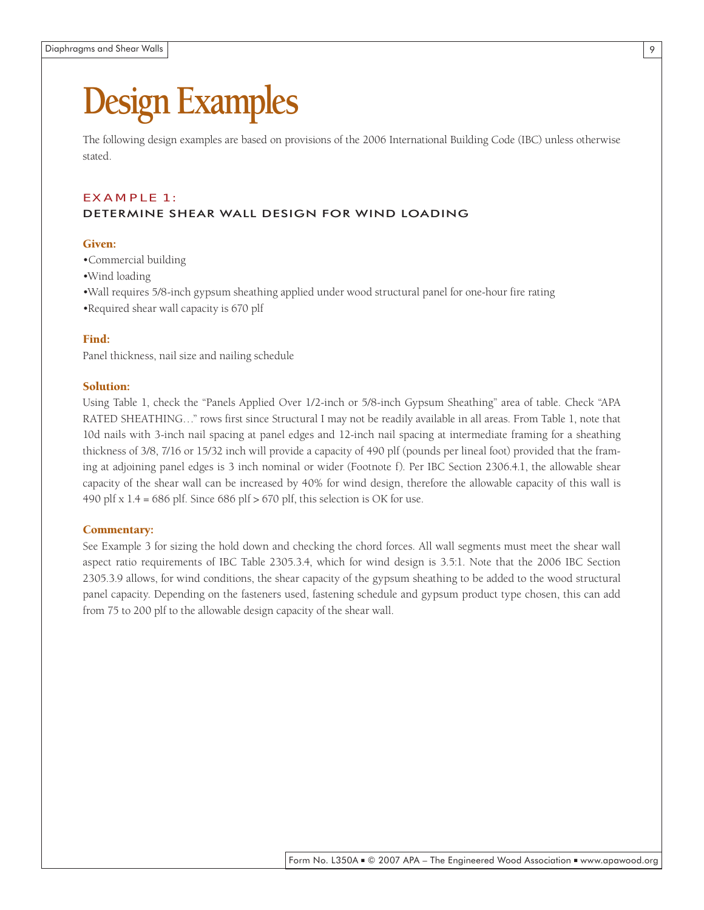# Design Examples

The following design examples are based on provisions of the 2006 International Building Code (IBC) unless otherwise stated.

## EXAMPLE 1:
### DETERMINE SHEAR WALL DESIGN FOR WIND LOADING

**Given:**

- Commercial building
- Wind loading
- Wall requires 5/8-inch gypsum sheathing applied under wood structural panel for one-hour fire rating
- Required shear wall capacity is 670 plf

**Find:**

Panel thickness, nail size and nailing schedule

**Solution:**

Using Table 1, check the "Panels Applied Over 1/2-inch or 5/8-inch Gypsum Sheathing" area of table. Check "APA RATED SHEATHING…" rows first since Structural I may not be readily available in all areas. From Table 1, note that 10d nails with 3-inch nail spacing at panel edges and 12-inch nail spacing at intermediate framing for a sheathing thickness of 3/8, 7/16 or 15/32 inch will provide a capacity of 490 plf (pounds per lineal foot) provided that the framing at adjoining panel edges is 3 inch nominal or wider (Footnote f). Per IBC Section 2306.4.1, the allowable shear capacity of the shear wall can be increased by 40% for wind design, therefore the allowable capacity of this wall is 490 plf x 1.4 = 686 plf. Since 686 plf > 670 plf, this selection is OK for use.

**Commentary:**

See Example 3 for sizing the hold down and checking the chord forces. All wall segments must meet the shear wall aspect ratio requirements of IBC Table 2305.3.4, which for wind design is 3.5:1. Note that the 2006 IBC Section 2305.3.9 allows, for wind conditions, the shear capacity of the gypsum sheathing to be added to the wood structural panel capacity. Depending on the fasteners used, fastening schedule and gypsum product type chosen, this can add from 75 to 200 plf to the allowable design capacity of the shear wall.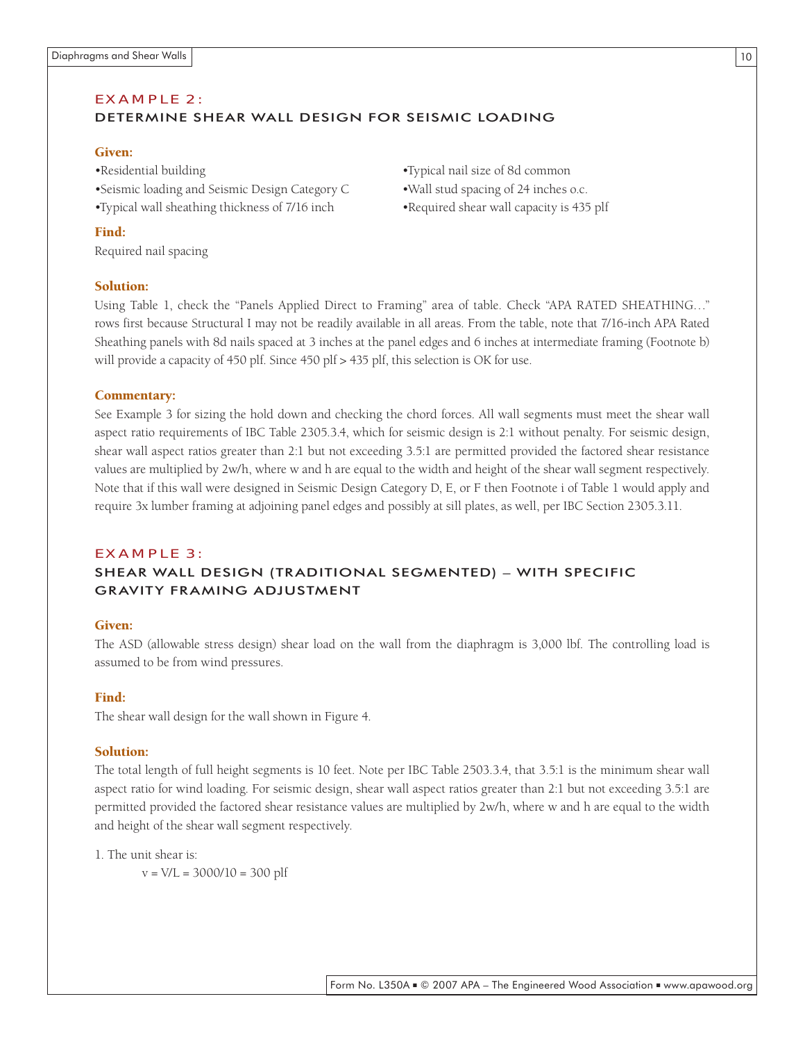## EXAMPLE 2:
### DETERMINE SHEAR WALL DESIGN FOR SEISMIC LOADING

**Given:**

- •Residential building
- •Seismic loading and Seismic Design Category C
- •Typical wall sheathing thickness of 7/16 inch
- •Typical nail size of 8d common
- •Wall stud spacing of 24 inches o.c.
- •Required shear wall capacity is 435 plf

**Find:**

Required nail spacing

**Solution:**

Using Table 1, check the "Panels Applied Direct to Framing" area of table. Check "APA RATED SHEATHING…" rows first because Structural I may not be readily available in all areas. From the table, note that 7/16-inch APA Rated Sheathing panels with 8d nails spaced at 3 inches at the panel edges and 6 inches at intermediate framing (Footnote b) will provide a capacity of 450 plf. Since 450 plf > 435 plf, this selection is OK for use.

**Commentary:**

See Example 3 for sizing the hold down and checking the chord forces. All wall segments must meet the shear wall aspect ratio requirements of IBC Table 2305.3.4, which for seismic design is 2:1 without penalty. For seismic design, shear wall aspect ratios greater than 2:1 but not exceeding 3.5:1 are permitted provided the factored shear resistance values are multiplied by 2w/h, where w and h are equal to the width and height of the shear wall segment respectively. Note that if this wall were designed in Seismic Design Category D, E, or F then Footnote i of Table 1 would apply and require 3x lumber framing at adjoining panel edges and possibly at sill plates, as well, per IBC Section 2305.3.11.

## EXAMPLE 3:
### SHEAR WALL DESIGN (TRADITIONAL SEGMENTED) – WITH SPECIFIC GRAVITY FRAMING ADJUSTMENT

**Given:**

The ASD (allowable stress design) shear load on the wall from the diaphragm is 3,000 lbf. The controlling load is assumed to be from wind pressures.

**Find:**

The shear wall design for the wall shown in Figure 4.

**Solution:**

The total length of full height segments is 10 feet. Note per IBC Table 2503.3.4, that 3.5:1 is the minimum shear wall aspect ratio for wind loading. For seismic design, shear wall aspect ratios greater than 2:1 but not exceeding 3.5:1 are permitted provided the factored shear resistance values are multiplied by 2w/h, where w and h are equal to the width and height of the shear wall segment respectively.

1. The unit shear is:

$$v = V/L = 3000/10 = 300 \text{ plf}$$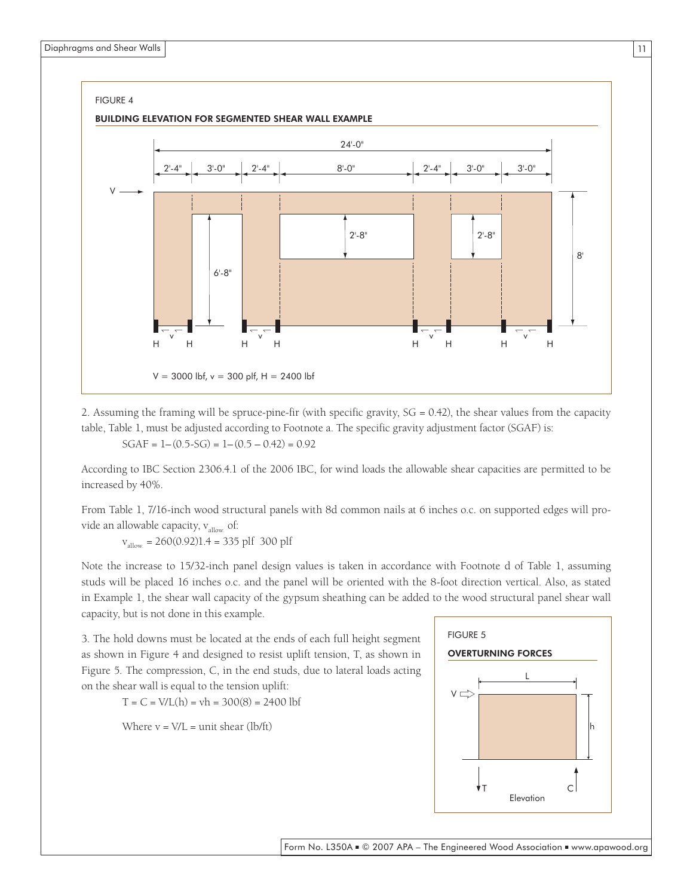FIGURE 4

**BUILDING ELEVATION FOR SEGMENTED SHEAR WALL EXAMPLE**

V = 3000 lbf, v = 300 plf, H = 2400 lbf

2. Assuming the framing will be spruce-pine-fir (with specific gravity, SG = 0.42), the shear values from the capacity table, Table 1, must be adjusted according to Footnote a. The specific gravity adjustment factor (SGAF) is:

$$SGAF = 1-(0.5\text{-}SG) = 1-(0.5-0.42) = 0.92$$

According to IBC Section 2306.4.1 of the 2006 IBC, for wind loads the allowable shear capacities are permitted to be increased by 40%.

From Table 1, 7/16-inch wood structural panels with 8d common nails at 6 inches o.c. on supported edges will provide an allowable capacity, $v_{allow.}$ of:

$$v_{allow.} = 260(0.92)1.4 = 335 \text{ plf} \geq 300 \text{ plf}$$

Note the increase to 15/32-inch panel design values is taken in accordance with Footnote d of Table 1, assuming studs will be placed 16 inches o.c. and the panel will be oriented with the 8-foot direction vertical. Also, as stated in Example 1, the shear wall capacity of the gypsum sheathing can be added to the wood structural panel shear wall capacity, but is not done in this example.

3. The hold downs must be located at the ends of each full height segment as shown in Figure 4 and designed to resist uplift tension, T, as shown in Figure 5. The compression, C, in the end studs, due to lateral loads acting on the shear wall is equal to the tension uplift:

$$T = C = V/L(h) = vh = 300(8) = 2400 \text{ lbf}$$

Where $v = V/L$ = unit shear (lb/ft)

FIGURE 5

**OVERTURNING FORCES**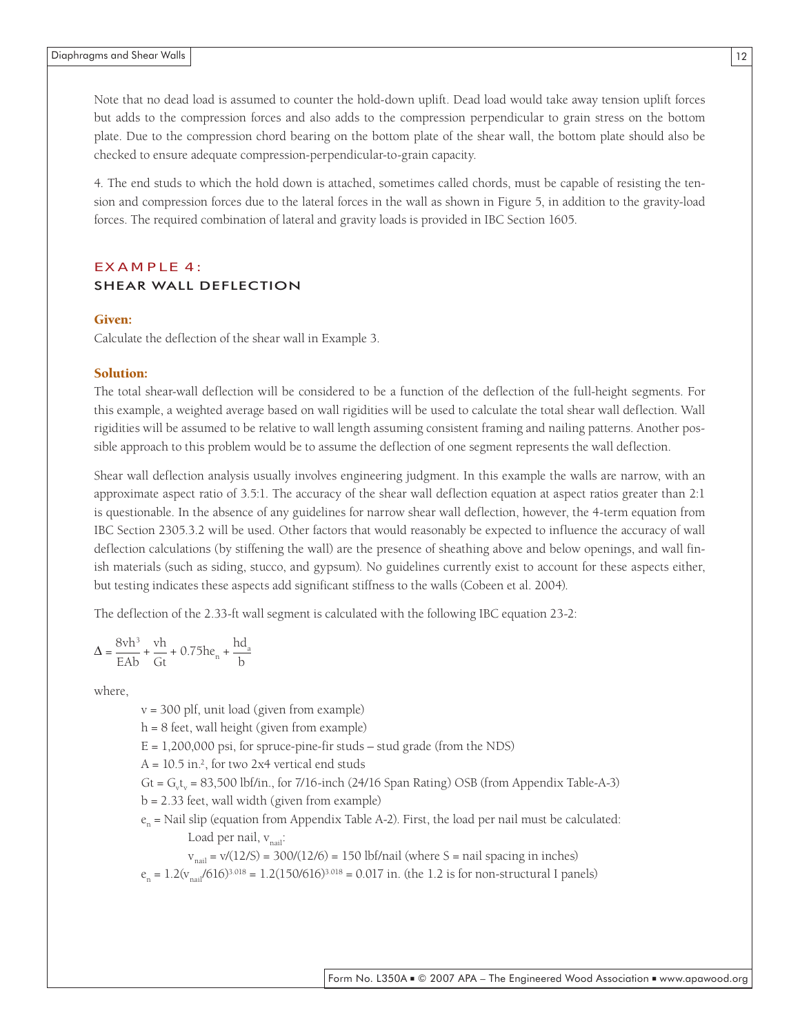Note that no dead load is assumed to counter the hold-down uplift. Dead load would take away tension uplift forces but adds to the compression forces and also adds to the compression perpendicular to grain stress on the bottom plate. Due to the compression chord bearing on the bottom plate of the shear wall, the bottom plate should also be checked to ensure adequate compression-perpendicular-to-grain capacity.

4. The end studs to which the hold down is attached, sometimes called chords, must be capable of resisting the tension and compression forces due to the lateral forces in the wall as shown in Figure 5, in addition to the gravity-load forces. The required combination of lateral and gravity loads is provided in IBC Section 1605.

## EXAMPLE 4:
## SHEAR WALL DEFLECTION

### Given:

Calculate the deflection of the shear wall in Example 3.

### Solution:

The total shear-wall deflection will be considered to be a function of the deflection of the full-height segments. For this example, a weighted average based on wall rigidities will be used to calculate the total shear wall deflection. Wall rigidities will be assumed to be relative to wall length assuming consistent framing and nailing patterns. Another possible approach to this problem would be to assume the deflection of one segment represents the wall deflection.

Shear wall deflection analysis usually involves engineering judgment. In this example the walls are narrow, with an approximate aspect ratio of 3.5:1. The accuracy of the shear wall deflection equation at aspect ratios greater than 2:1 is questionable. In the absence of any guidelines for narrow shear wall deflection, however, the 4-term equation from IBC Section 2305.3.2 will be used. Other factors that would reasonably be expected to influence the accuracy of wall deflection calculations (by stiffening the wall) are the presence of sheathing above and below openings, and wall finish materials (such as siding, stucco, and gypsum). No guidelines currently exist to account for these aspects either, but testing indicates these aspects add significant stiffness to the walls (Cobeen et al. 2004).

The deflection of the 2.33-ft wall segment is calculated with the following IBC equation 23-2:

$$\Delta = \frac{8vh^3}{EAb} + \frac{vh}{Gt} + 0.75he_n + \frac{hd_a}{b}$$

where,

- $v$ = 300 plf, unit load (given from example)
- $h$ = 8 feet, wall height (given from example)
- $E$ = 1,200,000 psi, for spruce-pine-fir studs – stud grade (from the NDS)
- $A$ = 10.5 in.$^2$, for two 2x4 vertical end studs
- $Gt = G_v t_v$ = 83,500 lbf/in., for 7/16-inch (24/16 Span Rating) OSB (from Appendix Table-A-3)
- $b$ = 2.33 feet, wall width (given from example)
- $e_n$ = Nail slip (equation from Appendix Table A-2). First, the load per nail must be calculated:
  - Load per nail, $v_{nail}$:
  - $v_{nail} = v/(12/S) = 300/(12/6) = 150$ lbf/nail (where S = nail spacing in inches)
- $e_n = 1.2(v_{nail}/616)^{3.018} = 1.2(150/616)^{3.018} = 0.017$ in. (the 1.2 is for non-structural I panels)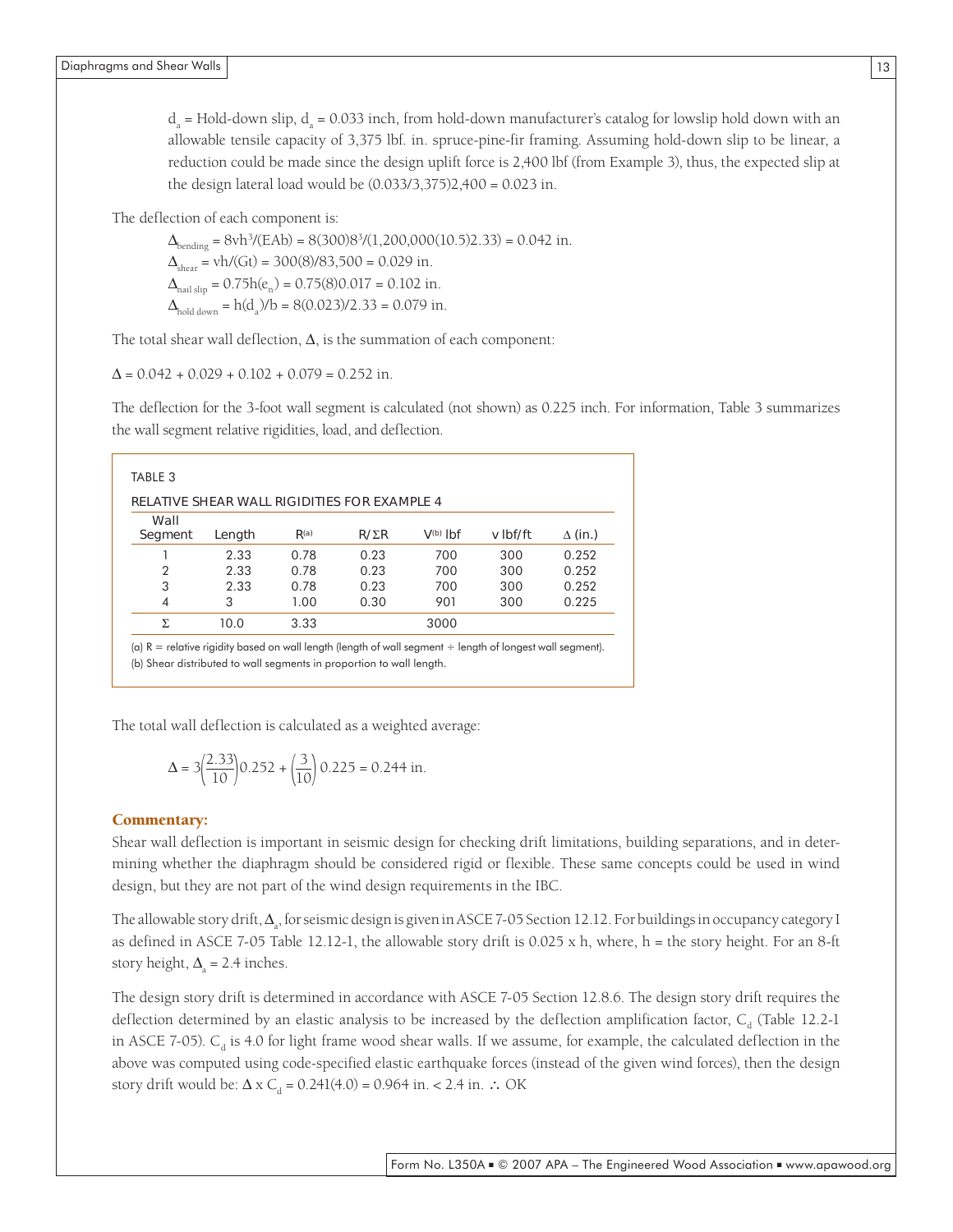$d_a$ = Hold-down slip, $d_a$ = 0.033 inch, from hold-down manufacturer's catalog for lowslip hold down with an allowable tensile capacity of 3,375 lbf. in. spruce-pine-fir framing. Assuming hold-down slip to be linear, a reduction could be made since the design uplift force is 2,400 lbf (from Example 3), thus, the expected slip at the design lateral load would be (0.033/3,375)2,400 = 0.023 in.

The deflection of each component is:

$\Delta_{bending} = 8vh^3/(EAb) = 8(300)8^3/(1{,}200{,}000(10.5)2.33) = 0.042$ in.

$\Delta_{shear} = vh/(Gt) = 300(8)/83{,}500 = 0.029$ in.

$\Delta_{nail\ slip} = 0.75h(e_n) = 0.75(8)0.017 = 0.102$ in.

$\Delta_{hold\ down} = h(d_a)/b = 8(0.023)/2.33 = 0.079$ in.

The total shear wall deflection, $\Delta$, is the summation of each component:

$\Delta = 0.042 + 0.029 + 0.102 + 0.079 = 0.252$ in.

The deflection for the 3-foot wall segment is calculated (not shown) as 0.225 inch. For information, Table 3 summarizes the wall segment relative rigidities, load, and deflection.

TABLE 3

RELATIVE SHEAR WALL RIGIDITIES FOR EXAMPLE 4

| Wall Segment | Length | R[(a)] | R/ΣR | V[(b)] lbf | v lbf/ft | Δ (in.) |
|---|---|---|---|---|---|---|
| 1 | 2.33 | 0.78 | 0.23 | 700 | 300 | 0.252 |
| 2 | 2.33 | 0.78 | 0.23 | 700 | 300 | 0.252 |
| 3 | 2.33 | 0.78 | 0.23 | 700 | 300 | 0.252 |
| 4 | 3 | 1.00 | 0.30 | 901 | 300 | 0.225 |
| Σ | 10.0 | 3.33 | | 3000 | | |

(a) R = relative rigidity based on wall length (length of wall segment ÷ length of longest wall segment).
(b) Shear distributed to wall segments in proportion to wall length.

The total wall deflection is calculated as a weighted average:

$$\Delta = 3\left(\frac{2.33}{10}\right)0.252 + \left(\frac{3}{10}\right)0.225 = 0.244 \text{ in.}$$

### Commentary:

Shear wall deflection is important in seismic design for checking drift limitations, building separations, and in determining whether the diaphragm should be considered rigid or flexible. These same concepts could be used in wind design, but they are not part of the wind design requirements in the IBC.

The allowable story drift, $\Delta_a$, for seismic design is given in ASCE 7-05 Section 12.12. For buildings in occupancy category I as defined in ASCE 7-05 Table 12.12-1, the allowable story drift is 0.025 x h, where, h = the story height. For an 8-ft story height, $\Delta_a$ = 2.4 inches.

The design story drift is determined in accordance with ASCE 7-05 Section 12.8.6. The design story drift requires the deflection determined by an elastic analysis to be increased by the deflection amplification factor, $C_d$ (Table 12.2-1 in ASCE 7-05). $C_d$ is 4.0 for light frame wood shear walls. If we assume, for example, the calculated deflection in the above was computed using code-specified elastic earthquake forces (instead of the given wind forces), then the design story drift would be: $\Delta \times C_d = 0.241(4.0) = 0.964$ in. < 2.4 in. ∴ OK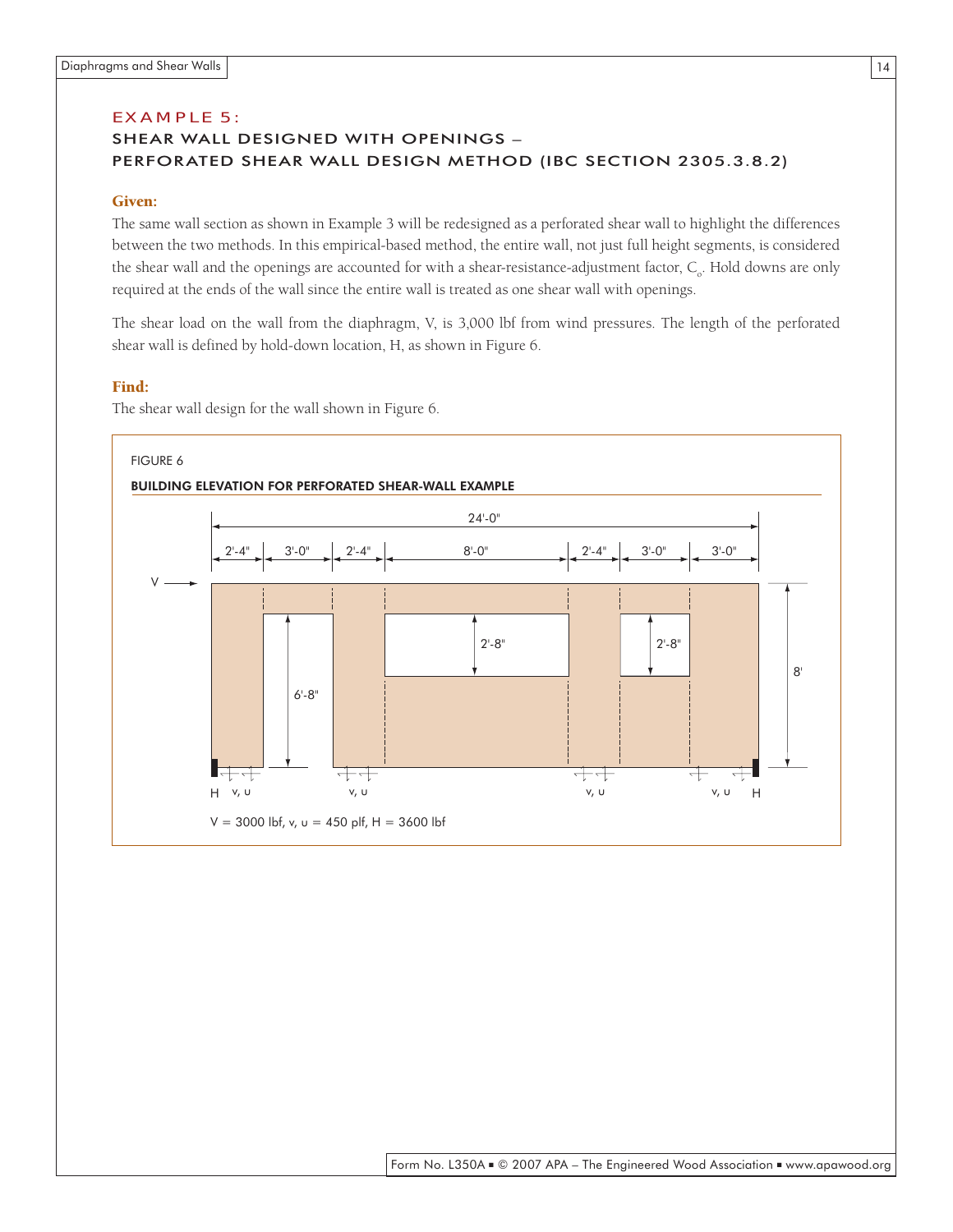## EXAMPLE 5:

## SHEAR WALL DESIGNED WITH OPENINGS – PERFORATED SHEAR WALL DESIGN METHOD (IBC SECTION 2305.3.8.2)

### Given:

The same wall section as shown in Example 3 will be redesigned as a perforated shear wall to highlight the differences between the two methods. In this empirical-based method, the entire wall, not just full height segments, is considered the shear wall and the openings are accounted for with a shear-resistance-adjustment factor, $C_o$. Hold downs are only required at the ends of the wall since the entire wall is treated as one shear wall with openings.

The shear load on the wall from the diaphragm, V, is 3,000 lbf from wind pressures. The length of the perforated shear wall is defined by hold-down location, H, as shown in Figure 6.

### Find:

The shear wall design for the wall shown in Figure 6.

FIGURE 6

**BUILDING ELEVATION FOR PERFORATED SHEAR-WALL EXAMPLE**

V = 3000 lbf, v, υ = 450 plf, H = 3600 lbf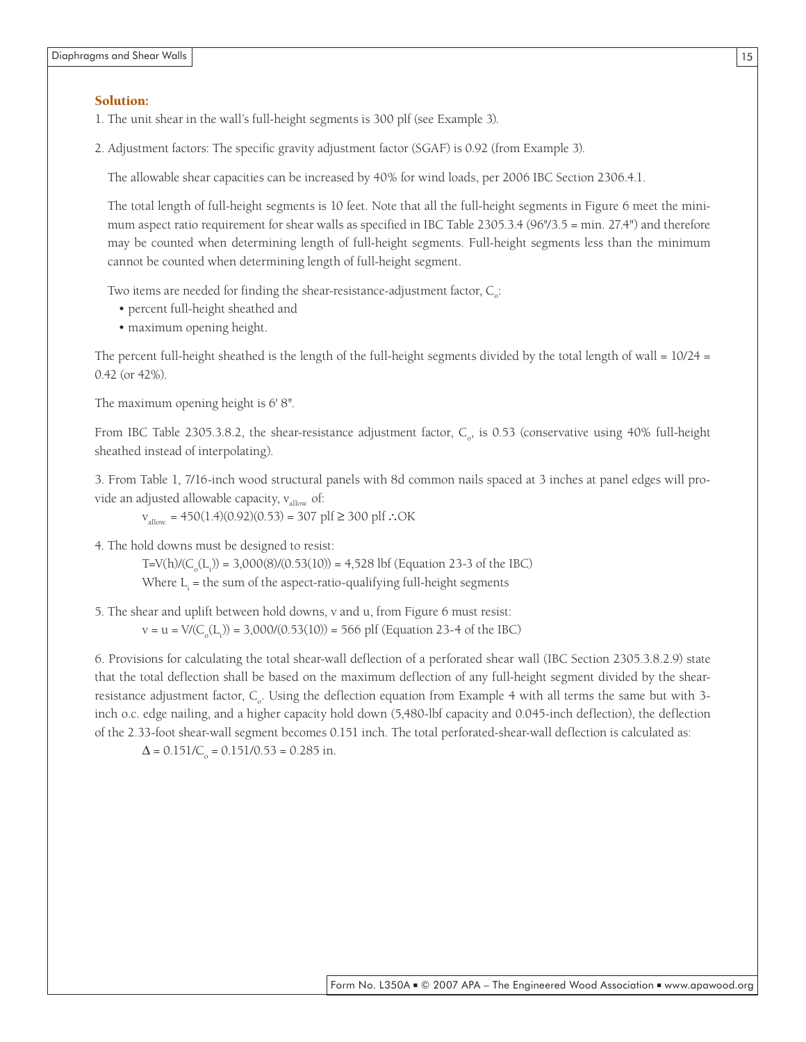### Solution:

1. The unit shear in the wall's full-height segments is 300 plf (see Example 3).

2. Adjustment factors: The specific gravity adjustment factor (SGAF) is 0.92 (from Example 3).

   The allowable shear capacities can be increased by 40% for wind loads, per 2006 IBC Section 2306.4.1.

   The total length of full-height segments is 10 feet. Note that all the full-height segments in Figure 6 meet the minimum aspect ratio requirement for shear walls as specified in IBC Table 2305.3.4 (96"/3.5 = min. 27.4") and therefore may be counted when determining length of full-height segments. Full-height segments less than the minimum cannot be counted when determining length of full-height segment.

   Two items are needed for finding the shear-resistance-adjustment factor, $C_o$:
   - percent full-height sheathed and
   - maximum opening height.

The percent full-height sheathed is the length of the full-height segments divided by the total length of wall = 10/24 = 0.42 (or 42%).

The maximum opening height is 6' 8".

From IBC Table 2305.3.8.2, the shear-resistance adjustment factor, $C_o$, is 0.53 (conservative using 40% full-height sheathed instead of interpolating).

3. From Table 1, 7/16-inch wood structural panels with 8d common nails spaced at 3 inches at panel edges will provide an adjusted allowable capacity, $v_{allow.}$ of:

   $v_{allow.} = 450(1.4)(0.92)(0.53) = 307 \text{ plf} \geq 300 \text{ plf} \therefore \text{OK}$

4. The hold downs must be designed to resist:

   $T = V(h)/(C_o(L_i)) = 3{,}000(8)/(0.53(10)) = 4{,}528$ lbf (Equation 23-3 of the IBC)

   Where $L_i$ = the sum of the aspect-ratio-qualifying full-height segments

5. The shear and uplift between hold downs, v and u, from Figure 6 must resist:

   $v = u = V/(C_o(L_i)) = 3{,}000/(0.53(10)) = 566$ plf (Equation 23-4 of the IBC)

6. Provisions for calculating the total shear-wall deflection of a perforated shear wall (IBC Section 2305.3.8.2.9) state that the total deflection shall be based on the maximum deflection of any full-height segment divided by the shear-resistance adjustment factor, $C_o$. Using the deflection equation from Example 4 with all terms the same but with 3-inch o.c. edge nailing, and a higher capacity hold down (5,480-lbf capacity and 0.045-inch deflection), the deflection of the 2.33-foot shear-wall segment becomes 0.151 inch. The total perforated-shear-wall deflection is calculated as:

   $\Delta = 0.151/C_o = 0.151/0.53 = 0.285$ in.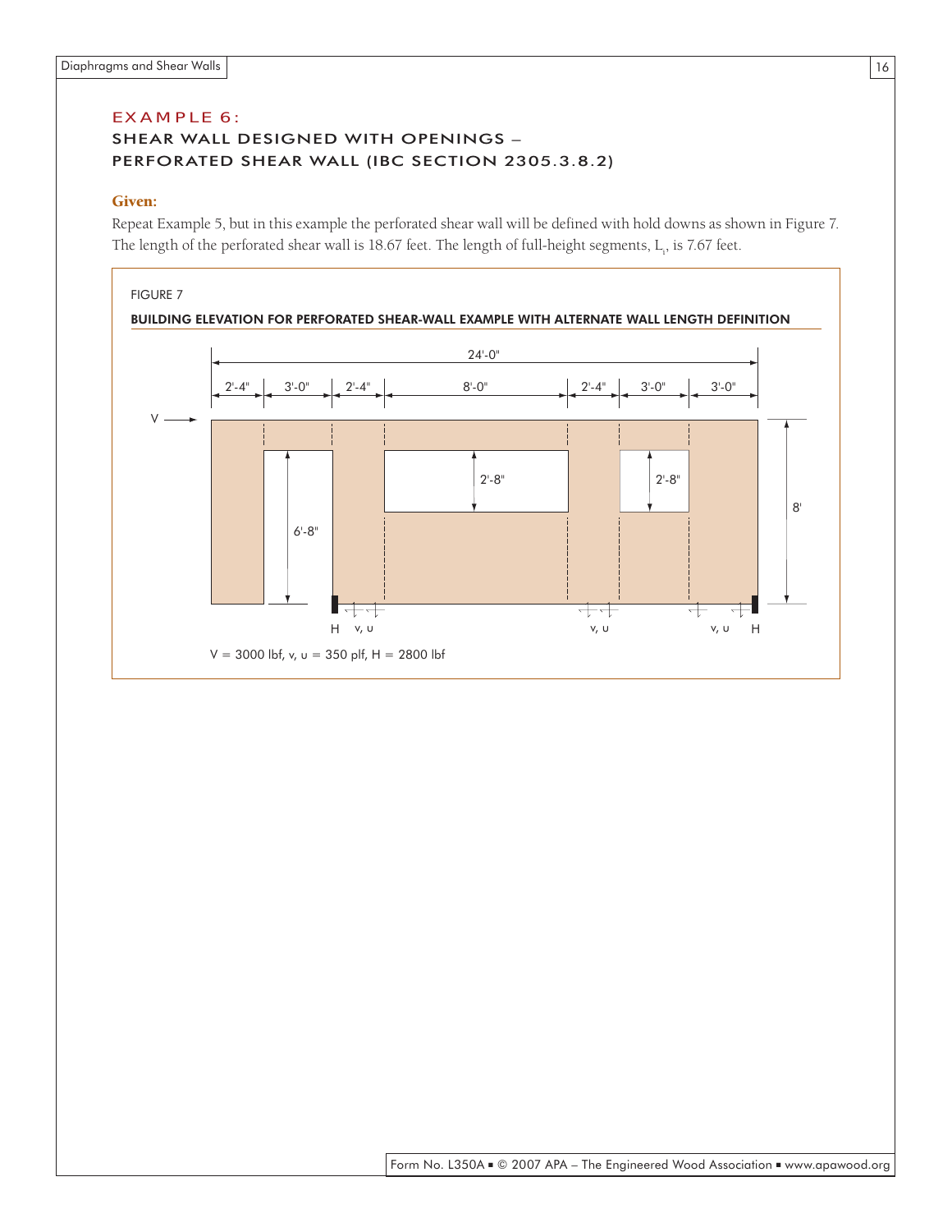# EXAMPLE 6:

## SHEAR WALL DESIGNED WITH OPENINGS – PERFORATED SHEAR WALL (IBC SECTION 2305.3.8.2)

### Given:

Repeat Example 5, but in this example the perforated shear wall will be defined with hold downs as shown in Figure 7. The length of the perforated shear wall is 18.67 feet. The length of full-height segments, $L_i$, is 7.67 feet.

FIGURE 7

**BUILDING ELEVATION FOR PERFORATED SHEAR-WALL EXAMPLE WITH ALTERNATE WALL LENGTH DEFINITION**

24'-0"

2'-4" | 3'-0" | 2'-4" | 8'-0" | 2'-4" | 3'-0" | 3'-0"

V

6'-8"

2'-8"

2'-8"

8'

H v, υ v, υ v, υ H

V = 3000 lbf, v, υ = 350 plf, H = 2800 lbf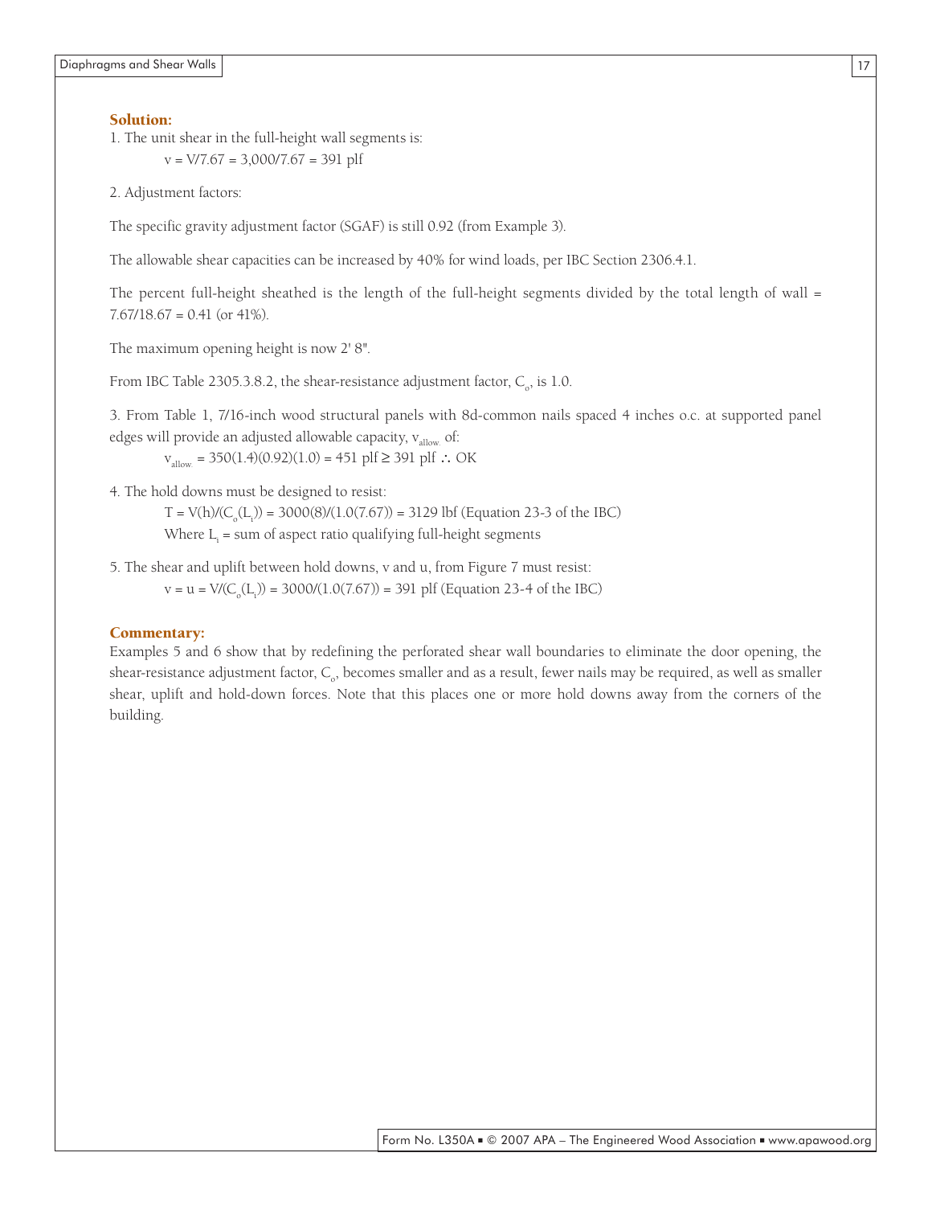### Solution:

1. The unit shear in the full-height wall segments is:

$$v = V/7.67 = 3{,}000/7.67 = 391 \text{ plf}$$

2. Adjustment factors:

The specific gravity adjustment factor (SGAF) is still 0.92 (from Example 3).

The allowable shear capacities can be increased by 40% for wind loads, per IBC Section 2306.4.1.

The percent full-height sheathed is the length of the full-height segments divided by the total length of wall = 7.67/18.67 = 0.41 (or 41%).

The maximum opening height is now 2' 8".

From IBC Table 2305.3.8.2, the shear-resistance adjustment factor, $C_o$, is 1.0.

3. From Table 1, 7/16-inch wood structural panels with 8d-common nails spaced 4 inches o.c. at supported panel edges will provide an adjusted allowable capacity, $v_{allow.}$ of:

$$v_{allow.} = 350(1.4)(0.92)(1.0) = 451 \text{ plf} \geq 391 \text{ plf} \therefore \text{OK}$$

4. The hold downs must be designed to resist:

$$T = V(h)/(C_o(L_i)) = 3000(8)/(1.0(7.67)) = 3129 \text{ lbf (Equation 23-3 of the IBC)}$$

Where $L_i$ = sum of aspect ratio qualifying full-height segments

5. The shear and uplift between hold downs, v and u, from Figure 7 must resist:

$$v = u = V/(C_o(L_i)) = 3000/(1.0(7.67)) = 391 \text{ plf (Equation 23-4 of the IBC)}$$

### Commentary:

Examples 5 and 6 show that by redefining the perforated shear wall boundaries to eliminate the door opening, the shear-resistance adjustment factor, $C_o$, becomes smaller and as a result, fewer nails may be required, as well as smaller shear, uplift and hold-down forces. Note that this places one or more hold downs away from the corners of the building.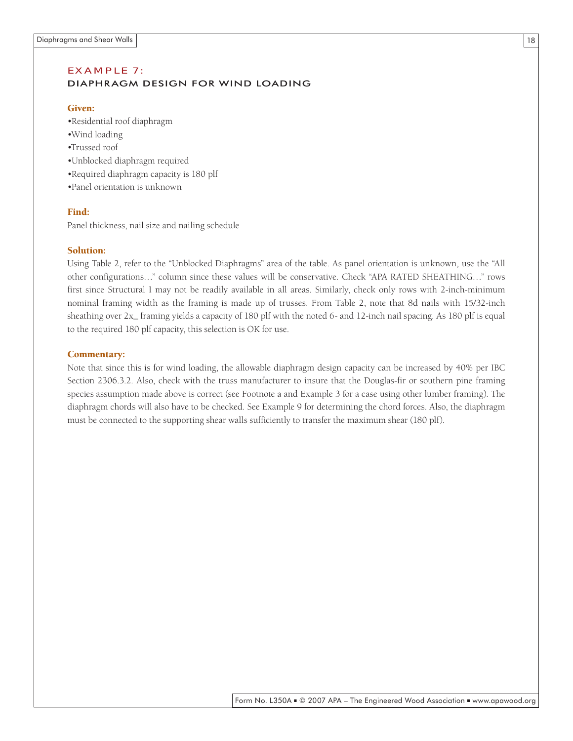## EXAMPLE 7:
## DIAPHRAGM DESIGN FOR WIND LOADING

### Given:

- Residential roof diaphragm
- Wind loading
- Trussed roof
- Unblocked diaphragm required
- Required diaphragm capacity is 180 plf
- Panel orientation is unknown

### Find:

Panel thickness, nail size and nailing schedule

### Solution:

Using Table 2, refer to the "Unblocked Diaphragms" area of the table. As panel orientation is unknown, use the "All other configurations…" column since these values will be conservative. Check "APA RATED SHEATHING…" rows first since Structural I may not be readily available in all areas. Similarly, check only rows with 2-inch-minimum nominal framing width as the framing is made up of trusses. From Table 2, note that 8d nails with 15/32-inch sheathing over 2x_ framing yields a capacity of 180 plf with the noted 6- and 12-inch nail spacing. As 180 plf is equal to the required 180 plf capacity, this selection is OK for use.

### Commentary:

Note that since this is for wind loading, the allowable diaphragm design capacity can be increased by 40% per IBC Section 2306.3.2. Also, check with the truss manufacturer to insure that the Douglas-fir or southern pine framing species assumption made above is correct (see Footnote a and Example 3 for a case using other lumber framing). The diaphragm chords will also have to be checked. See Example 9 for determining the chord forces. Also, the diaphragm must be connected to the supporting shear walls sufficiently to transfer the maximum shear (180 plf).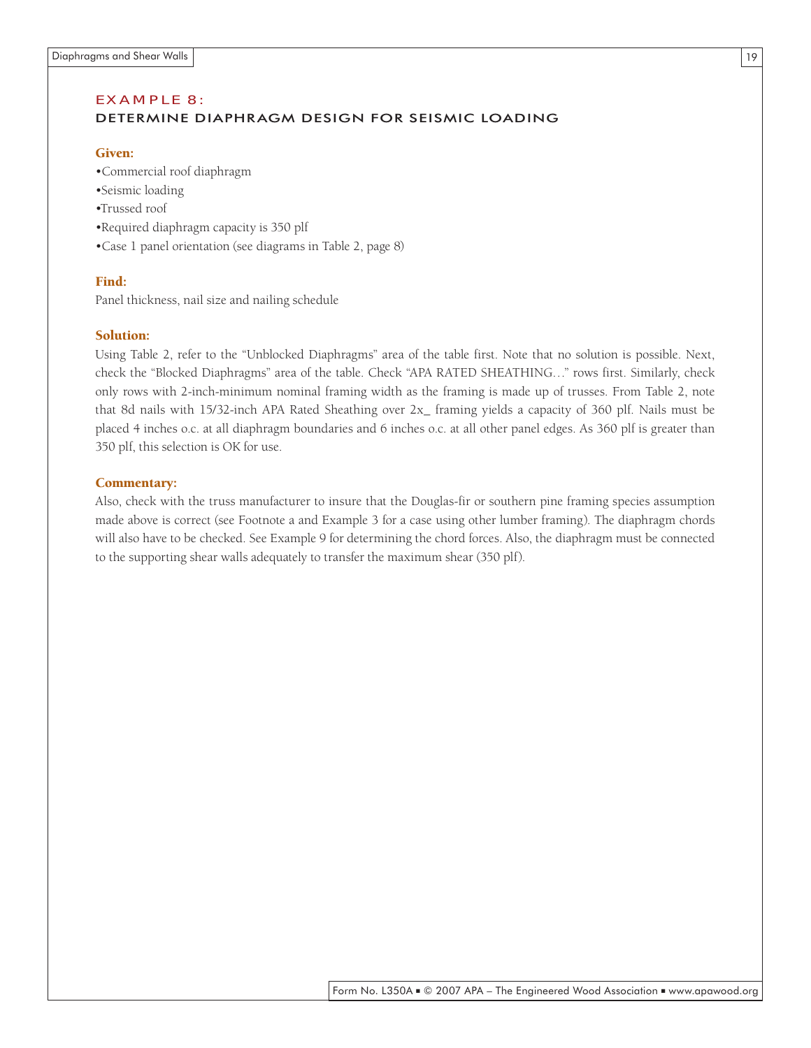## EXAMPLE 8:
### DETERMINE DIAPHRAGM DESIGN FOR SEISMIC LOADING

**Given:**

- Commercial roof diaphragm
- Seismic loading
- Trussed roof
- Required diaphragm capacity is 350 plf
- Case 1 panel orientation (see diagrams in Table 2, page 8)

**Find:**

Panel thickness, nail size and nailing schedule

**Solution:**

Using Table 2, refer to the "Unblocked Diaphragms" area of the table first. Note that no solution is possible. Next, check the "Blocked Diaphragms" area of the table. Check "APA RATED SHEATHING…" rows first. Similarly, check only rows with 2-inch-minimum nominal framing width as the framing is made up of trusses. From Table 2, note that 8d nails with 15/32-inch APA Rated Sheathing over 2x_ framing yields a capacity of 360 plf. Nails must be placed 4 inches o.c. at all diaphragm boundaries and 6 inches o.c. at all other panel edges. As 360 plf is greater than 350 plf, this selection is OK for use.

**Commentary:**

Also, check with the truss manufacturer to insure that the Douglas-fir or southern pine framing species assumption made above is correct (see Footnote a and Example 3 for a case using other lumber framing). The diaphragm chords will also have to be checked. See Example 9 for determining the chord forces. Also, the diaphragm must be connected to the supporting shear walls adequately to transfer the maximum shear (350 plf).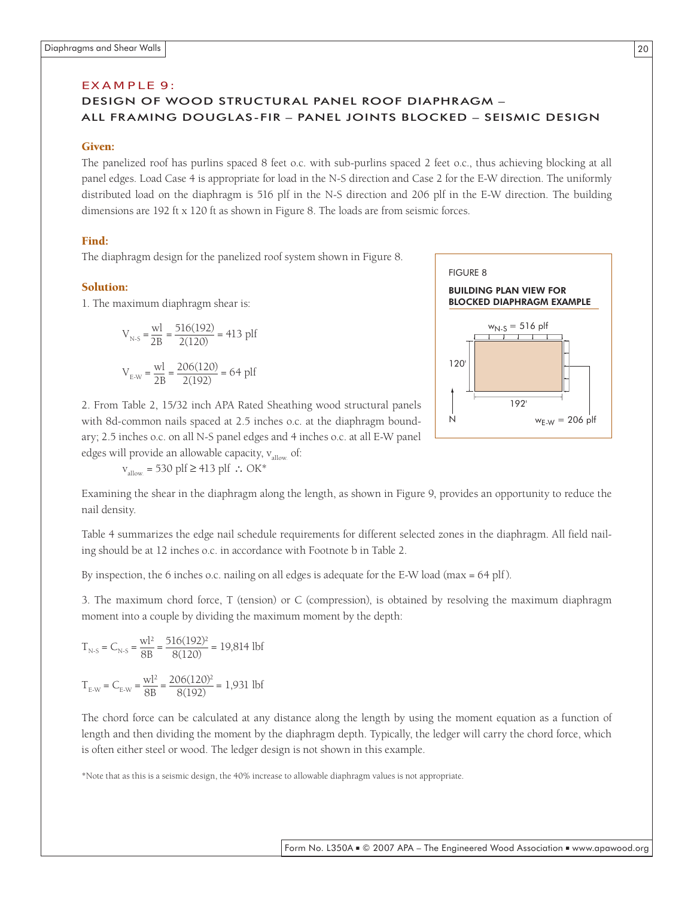## EXAMPLE 9:

### DESIGN OF WOOD STRUCTURAL PANEL ROOF DIAPHRAGM – ALL FRAMING DOUGLAS-FIR – PANEL JOINTS BLOCKED – SEISMIC DESIGN

**Given:**

The panelized roof has purlins spaced 8 feet o.c. with sub-purlins spaced 2 feet o.c., thus achieving blocking at all panel edges. Load Case 4 is appropriate for load in the N-S direction and Case 2 for the E-W direction. The uniformly distributed load on the diaphragm is 516 plf in the N-S direction and 206 plf in the E-W direction. The building dimensions are 192 ft x 120 ft as shown in Figure 8. The loads are from seismic forces.

**Find:**

The diaphragm design for the panelized roof system shown in Figure 8.

FIGURE 8

BUILDING PLAN VIEW FOR BLOCKED DIAPHRAGM EXAMPLE

$w_{N\text{-}S}$ = 516 plf; 120'; 192'; N; $w_{E\text{-}W}$ = 206 plf

**Solution:**

1. The maximum diaphragm shear is:

$$V_{N\text{-}S} = \frac{wl}{2B} = \frac{516(192)}{2(120)} = 413 \text{ plf}$$

$$V_{E\text{-}W} = \frac{wl}{2B} = \frac{206(120)}{2(192)} = 64 \text{ plf}$$

2. From Table 2, 15/32 inch APA Rated Sheathing wood structural panels with 8d-common nails spaced at 2.5 inches o.c. at the diaphragm boundary; 2.5 inches o.c. on all N-S panel edges and 4 inches o.c. at all E-W panel edges will provide an allowable capacity, $v_{allow.}$ of:

$$v_{allow.} = 530 \text{ plf} \geq 413 \text{ plf} \therefore \text{OK*}$$

Examining the shear in the diaphragm along the length, as shown in Figure 9, provides an opportunity to reduce the nail density.

Table 4 summarizes the edge nail schedule requirements for different selected zones in the diaphragm. All field nailing should be at 12 inches o.c. in accordance with Footnote b in Table 2.

By inspection, the 6 inches o.c. nailing on all edges is adequate for the E-W load (max = 64 plf).

3. The maximum chord force, T (tension) or C (compression), is obtained by resolving the maximum diaphragm moment into a couple by dividing the maximum moment by the depth:

$$T_{N\text{-}S} = C_{N\text{-}S} = \frac{wl^2}{8B} = \frac{516(192)^2}{8(120)} = 19{,}814 \text{ lbf}$$

$$T_{E\text{-}W} = C_{E\text{-}W} = \frac{wl^2}{8B} = \frac{206(120)^2}{8(192)} = 1{,}931 \text{ lbf}$$

The chord force can be calculated at any distance along the length by using the moment equation as a function of length and then dividing the moment by the diaphragm depth. Typically, the ledger will carry the chord force, which is often either steel or wood. The ledger design is not shown in this example.

*Note that as this is a seismic design, the 40% increase to allowable diaphragm values is not appropriate.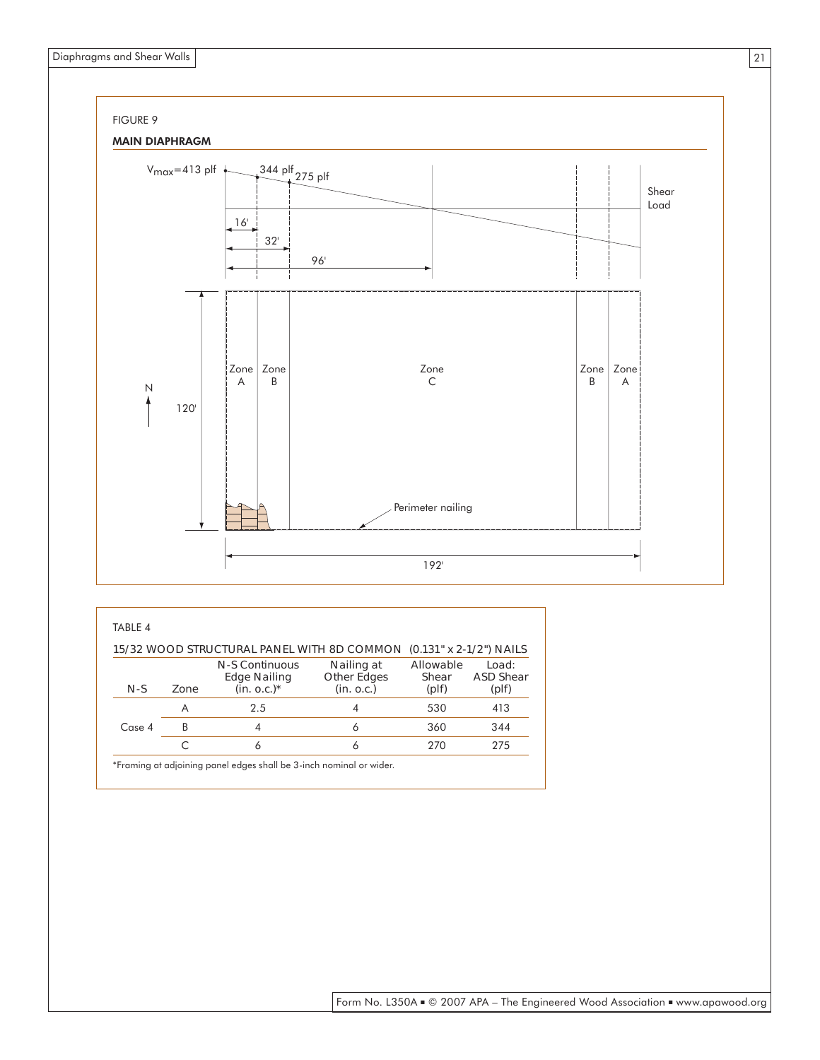FIGURE 9

**MAIN DIAPHRAGM**

$V_{max}$=413 plf

344 plf

275 plf

Shear Load

16'

32'

96'

N

120'

Zone A | Zone B | Zone C | Zone B | Zone A

Perimeter nailing

192'

TABLE 4

15/32 WOOD STRUCTURAL PANEL WITH 8D COMMON (0.131" x 2-1/2") NAILS

| N-S | Zone | N-S Continuous Edge Nailing (in. o.c.)* | Nailing at Other Edges (in. o.c.) | Allowable Shear (plf) | Load: ASD Shear (plf) |
|---|---|---|---|---|---|
| Case 4 | A | 2.5 | 4 | 530 | 413 |
| | B | 4 | 6 | 360 | 344 |
| | C | 6 | 6 | 270 | 275 |

*Framing at adjoining panel edges shall be 3-inch nominal or wider.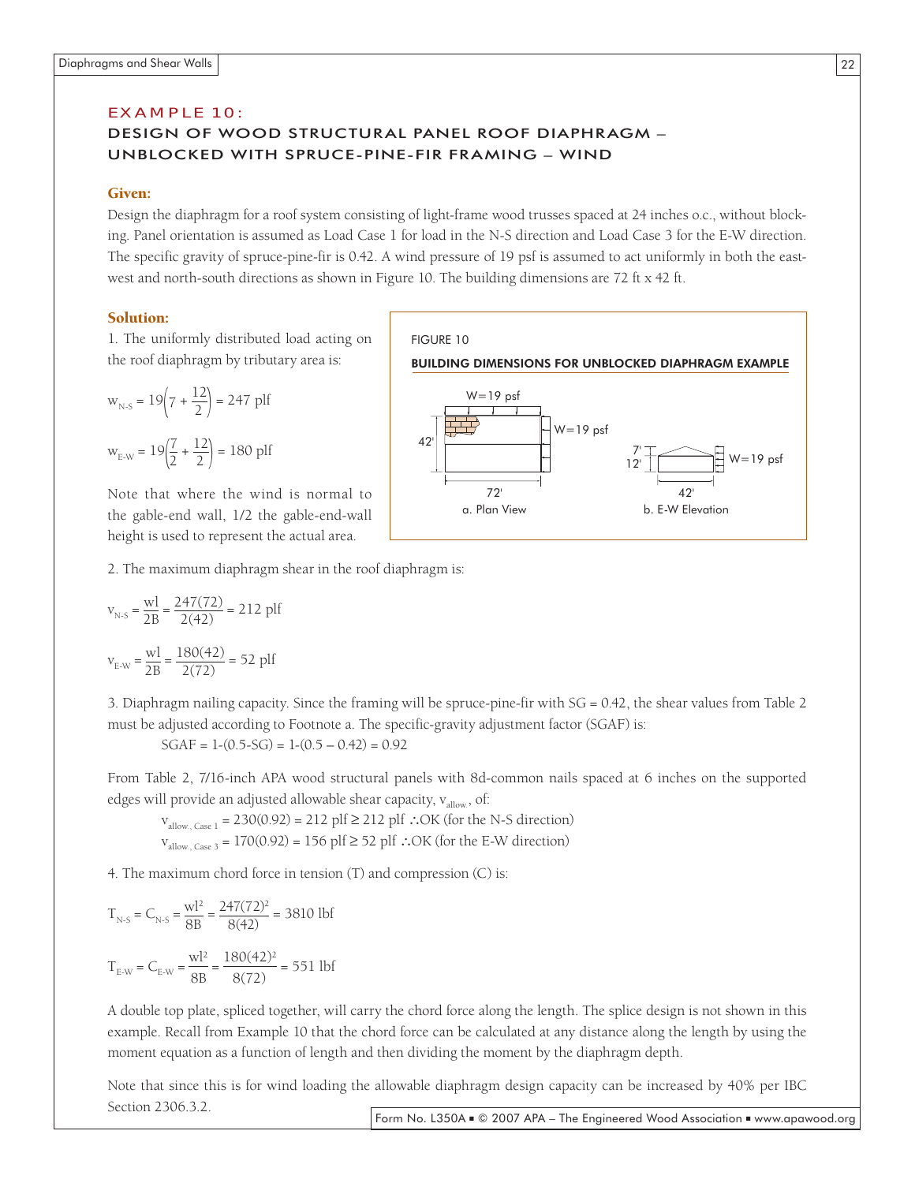## EXAMPLE 10:

## DESIGN OF WOOD STRUCTURAL PANEL ROOF DIAPHRAGM – UNBLOCKED WITH SPRUCE-PINE-FIR FRAMING – WIND

### Given:

Design the diaphragm for a roof system consisting of light-frame wood trusses spaced at 24 inches o.c., without blocking. Panel orientation is assumed as Load Case 1 for load in the N-S direction and Load Case 3 for the E-W direction. The specific gravity of spruce-pine-fir is 0.42. A wind pressure of 19 psf is assumed to act uniformly in both the east-west and north-south directions as shown in Figure 10. The building dimensions are 72 ft x 42 ft.

### Solution:

1. The uniformly distributed load acting on the roof diaphragm by tributary area is:

$$w_{N\text{-}S} = 19\left(7 + \frac{12}{2}\right) = 247 \text{ plf}$$

$$w_{E\text{-}W} = 19\left(\frac{7}{2} + \frac{12}{2}\right) = 180 \text{ plf}$$

Note that where the wind is normal to the gable-end wall, 1/2 the gable-end-wall height is used to represent the actual area.

FIGURE 10

BUILDING DIMENSIONS FOR UNBLOCKED DIAPHRAGM EXAMPLE

W=19 psf, W=19 psf, 42', 72', a. Plan View; 7', 12', W=19 psf, 42', b. E-W Elevation

2. The maximum diaphragm shear in the roof diaphragm is:

$$v_{N\text{-}S} = \frac{wl}{2B} = \frac{247(72)}{2(42)} = 212 \text{ plf}$$

$$v_{E\text{-}W} = \frac{wl}{2B} = \frac{180(42)}{2(72)} = 52 \text{ plf}$$

3. Diaphragm nailing capacity. Since the framing will be spruce-pine-fir with SG = 0.42, the shear values from Table 2 must be adjusted according to Footnote a. The specific-gravity adjustment factor (SGAF) is:

$$SGAF = 1\text{-}(0.5\text{-}SG) = 1\text{-}(0.5 – 0.42) = 0.92$$

From Table 2, 7/16-inch APA wood structural panels with 8d-common nails spaced at 6 inches on the supported edges will provide an adjusted allowable shear capacity, $v_{allow.}$, of:

$v_{allow., \text{ Case } 1} = 230(0.92) = 212 \text{ plf} \geq 212 \text{ plf}$ ∴OK (for the N-S direction)

$v_{allow., \text{ Case } 3} = 170(0.92) = 156 \text{ plf} \geq 52 \text{ plf}$ ∴OK (for the E-W direction)

4. The maximum chord force in tension (T) and compression (C) is:

$$T_{N\text{-}S} = C_{N\text{-}S} = \frac{wl^2}{8B} = \frac{247(72)^2}{8(42)} = 3810 \text{ lbf}$$

$$T_{E\text{-}W} = C_{E\text{-}W} = \frac{wl^2}{8B} = \frac{180(42)^2}{8(72)} = 551 \text{ lbf}$$

A double top plate, spliced together, will carry the chord force along the length. The splice design is not shown in this example. Recall from Example 10 that the chord force can be calculated at any distance along the length by using the moment equation as a function of length and then dividing the moment by the diaphragm depth.

Note that since this is for wind loading the allowable diaphragm design capacity can be increased by 40% per IBC Section 2306.3.2.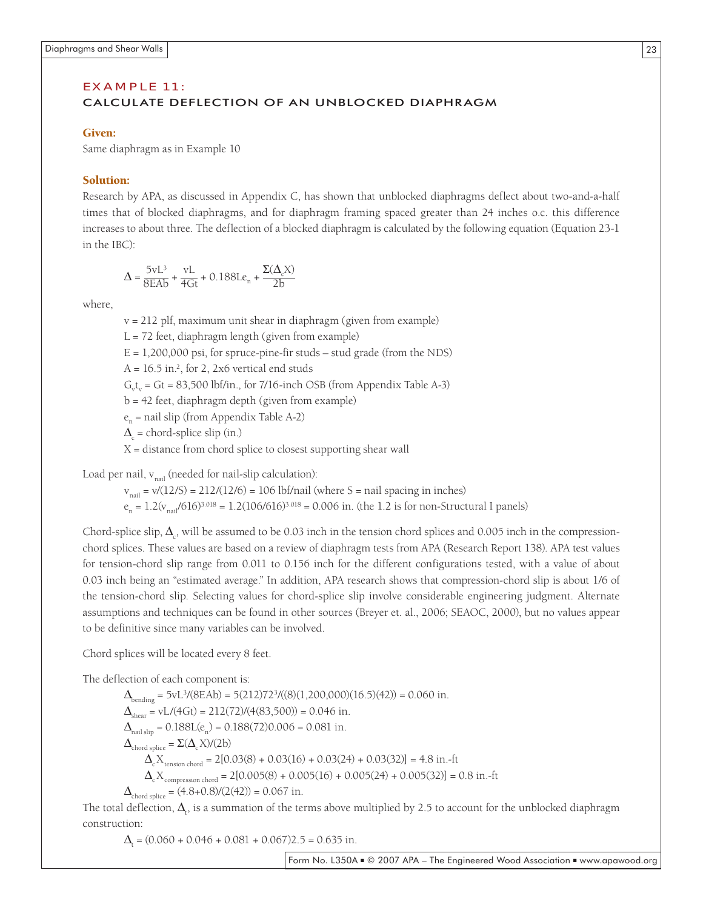## EXAMPLE 11:
## CALCULATE DEFLECTION OF AN UNBLOCKED DIAPHRAGM

### Given:

Same diaphragm as in Example 10

### Solution:

Research by APA, as discussed in Appendix C, has shown that unblocked diaphragms deflect about two-and-a-half times that of blocked diaphragms, and for diaphragm framing spaced greater than 24 inches o.c. this difference increases to about three. The deflection of a blocked diaphragm is calculated by the following equation (Equation 23-1 in the IBC):

$$\Delta = \frac{5vL^3}{8EAb} + \frac{vL}{4Gt} + 0.188Le_n + \frac{\Sigma(\Delta_c X)}{2b}$$

where,

- $v$ = 212 plf, maximum unit shear in diaphragm (given from example)
- $L$ = 72 feet, diaphragm length (given from example)
- $E$ = 1,200,000 psi, for spruce-pine-fir studs – stud grade (from the NDS)
- $A$ = 16.5 in.$^2$, for 2, 2x6 vertical end studs
- $G_v t_v = Gt$ = 83,500 lbf/in., for 7/16-inch OSB (from Appendix Table A-3)
- $b$ = 42 feet, diaphragm depth (given from example)
- $e_n$ = nail slip (from Appendix Table A-2)
- $\Delta_c$ = chord-splice slip (in.)
- $X$ = distance from chord splice to closest supporting shear wall

Load per nail, $v_{nail}$ (needed for nail-slip calculation):

$v_{nail} = v/(12/S) = 212/(12/6) = 106$ lbf/nail (where S = nail spacing in inches)

$e_n = 1.2(v_{nail}/616)^{3.018} = 1.2(106/616)^{3.018} = 0.006$ in. (the 1.2 is for non-Structural I panels)

Chord-splice slip, $\Delta_c$, will be assumed to be 0.03 inch in the tension chord splices and 0.005 inch in the compression-chord splices. These values are based on a review of diaphragm tests from APA (Research Report 138). APA test values for tension-chord slip range from 0.011 to 0.156 inch for the different configurations tested, with a value of about 0.03 inch being an "estimated average." In addition, APA research shows that compression-chord slip is about 1/6 of the tension-chord slip. Selecting values for chord-splice slip involve considerable engineering judgment. Alternate assumptions and techniques can be found in other sources (Breyer et. al., 2006; SEAOC, 2000), but no values appear to be definitive since many variables can be involved.

Chord splices will be located every 8 feet.

The deflection of each component is:

$\Delta_{bending} = 5vL^3/(8EAb) = 5(212)72^3/((8)(1{,}200{,}000)(16.5)(42)) = 0.060$ in.

$\Delta_{shear} = vL/(4Gt) = 212(72)/(4(83{,}500)) = 0.046$ in.

$\Delta_{nail\ slip} = 0.188L(e_n) = 0.188(72)0.006 = 0.081$ in.

$\Delta_{chord\ splice} = \Sigma(\Delta_c X)/(2b)$

$\Delta_c X_{tension\ chord} = 2[0.03(8) + 0.03(16) + 0.03(24) + 0.03(32)] = 4.8$ in.-ft

$\Delta_c X_{compression\ chord} = 2[0.005(8) + 0.005(16) + 0.005(24) + 0.005(32)] = 0.8$ in.-ft

$\Delta_{chord\ splice} = (4.8+0.8)/(2(42)) = 0.067$ in.

The total deflection, $\Delta_t$, is a summation of the terms above multiplied by 2.5 to account for the unblocked diaphragm construction:

$\Delta_t = (0.060 + 0.046 + 0.081 + 0.067)2.5 = 0.635$ in.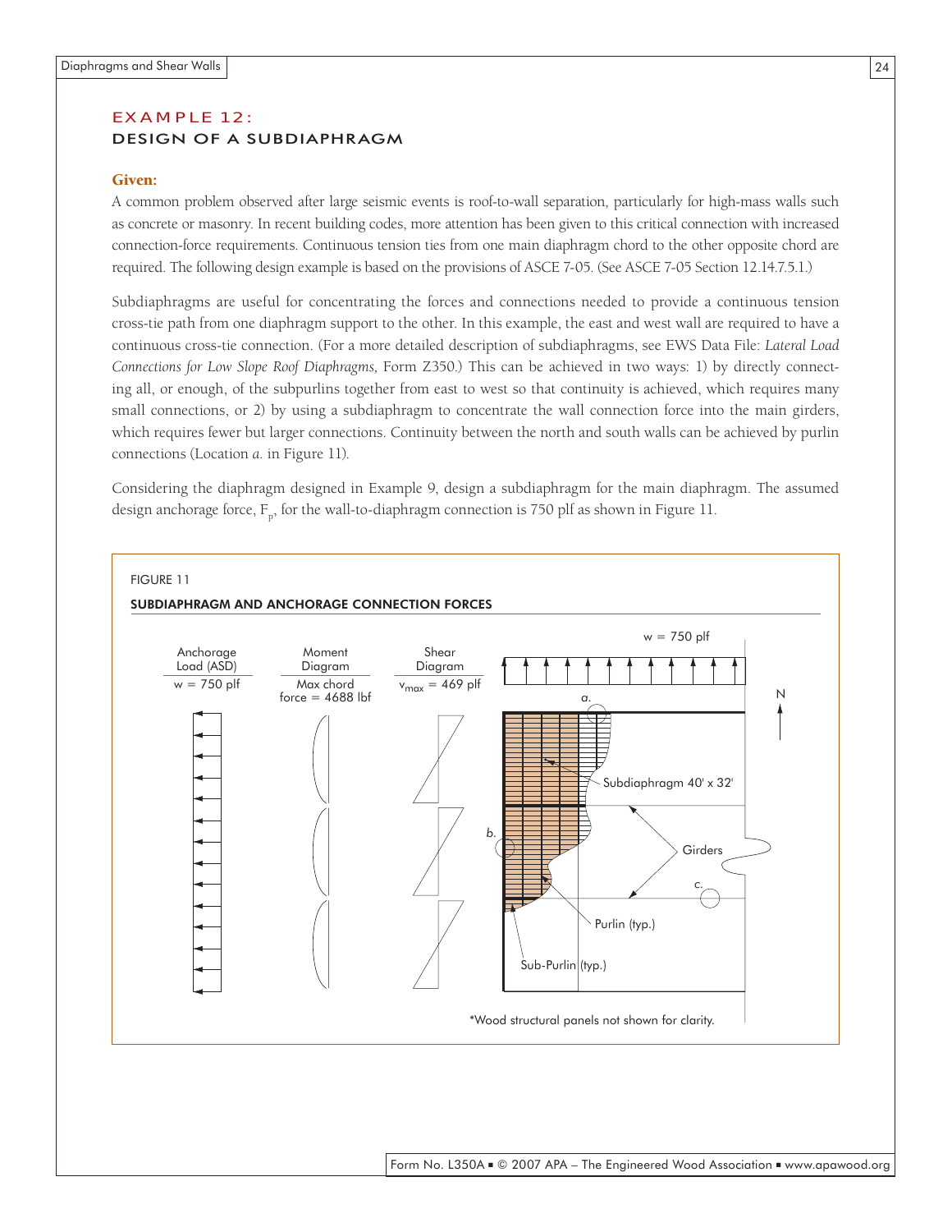## EXAMPLE 12:
### DESIGN OF A SUBDIAPHRAGM

**Given:**

A common problem observed after large seismic events is roof-to-wall separation, particularly for high-mass walls such as concrete or masonry. In recent building codes, more attention has been given to this critical connection with increased connection-force requirements. Continuous tension ties from one main diaphragm chord to the other opposite chord are required. The following design example is based on the provisions of ASCE 7-05. (See ASCE 7-05 Section 12.14.7.5.1.)

Subdiaphragms are useful for concentrating the forces and connections needed to provide a continuous tension cross-tie path from one diaphragm support to the other. In this example, the east and west wall are required to have a continuous cross-tie connection. (For a more detailed description of subdiaphragms, see EWS Data File: *Lateral Load Connections for Low Slope Roof Diaphragms,* Form Z350.) This can be achieved in two ways: 1) by directly connecting all, or enough, of the subpurlins together from east to west so that continuity is achieved, which requires many small connections, or 2) by using a subdiaphragm to concentrate the wall connection force into the main girders, which requires fewer but larger connections. Continuity between the north and south walls can be achieved by purlin connections (Location *a.* in Figure 11).

Considering the diaphragm designed in Example 9, design a subdiaphragm for the main diaphragm. The assumed design anchorage force, $F_p$, for the wall-to-diaphragm connection is 750 plf as shown in Figure 11.

FIGURE 11

SUBDIAPHRAGM AND ANCHORAGE CONNECTION FORCES

Anchorage Load (ASD): w = 750 plf

Moment Diagram: Max chord force = 4688 lbf

Shear Diagram: $v_{max}$ = 469 plf

w = 750 plf

N

a.

Subdiaphragm 40' x 32'

b.

Girders

c.

Purlin (typ.)

Sub-Purlin (typ.)

*Wood structural panels not shown for clarity.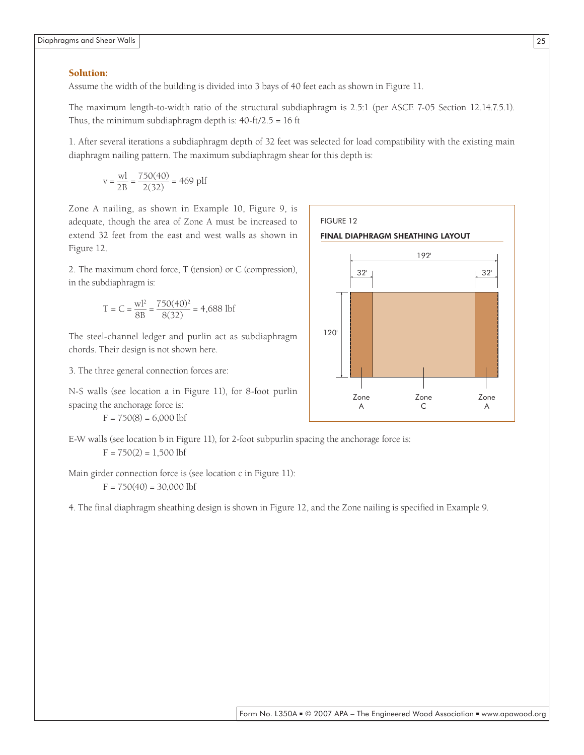### Solution:

Assume the width of the building is divided into 3 bays of 40 feet each as shown in Figure 11.

The maximum length-to-width ratio of the structural subdiaphragm is 2.5:1 (per ASCE 7-05 Section 12.14.7.5.1). Thus, the minimum subdiaphragm depth is: 40-ft/2.5 = 16 ft

1. After several iterations a subdiaphragm depth of 32 feet was selected for load compatibility with the existing main diaphragm nailing pattern. The maximum subdiaphragm shear for this depth is:

$$v = \frac{wl}{2B} = \frac{750(40)}{2(32)} = 469 \text{ plf}$$

Zone A nailing, as shown in Example 10, Figure 9, is adequate, though the area of Zone A must be increased to extend 32 feet from the east and west walls as shown in Figure 12.

2. The maximum chord force, T (tension) or C (compression), in the subdiaphragm is:

$$T = C = \frac{wl^2}{8B} = \frac{750(40)^2}{8(32)} = 4{,}688 \text{ lbf}$$

The steel-channel ledger and purlin act as subdiaphragm chords. Their design is not shown here.

3. The three general connection forces are:

N-S walls (see location a in Figure 11), for 8-foot purlin spacing the anchorage force is:

$$F = 750(8) = 6{,}000 \text{ lbf}$$

E-W walls (see location b in Figure 11), for 2-foot subpurlin spacing the anchorage force is:

$$F = 750(2) = 1{,}500 \text{ lbf}$$

Main girder connection force is (see location c in Figure 11):

$$F = 750(40) = 30{,}000 \text{ lbf}$$

4. The final diaphragm sheathing design is shown in Figure 12, and the Zone nailing is specified in Example 9.

FIGURE 12

**FINAL DIAPHRAGM SHEATHING LAYOUT**

192'

32' 32'

120'

Zone A Zone C Zone A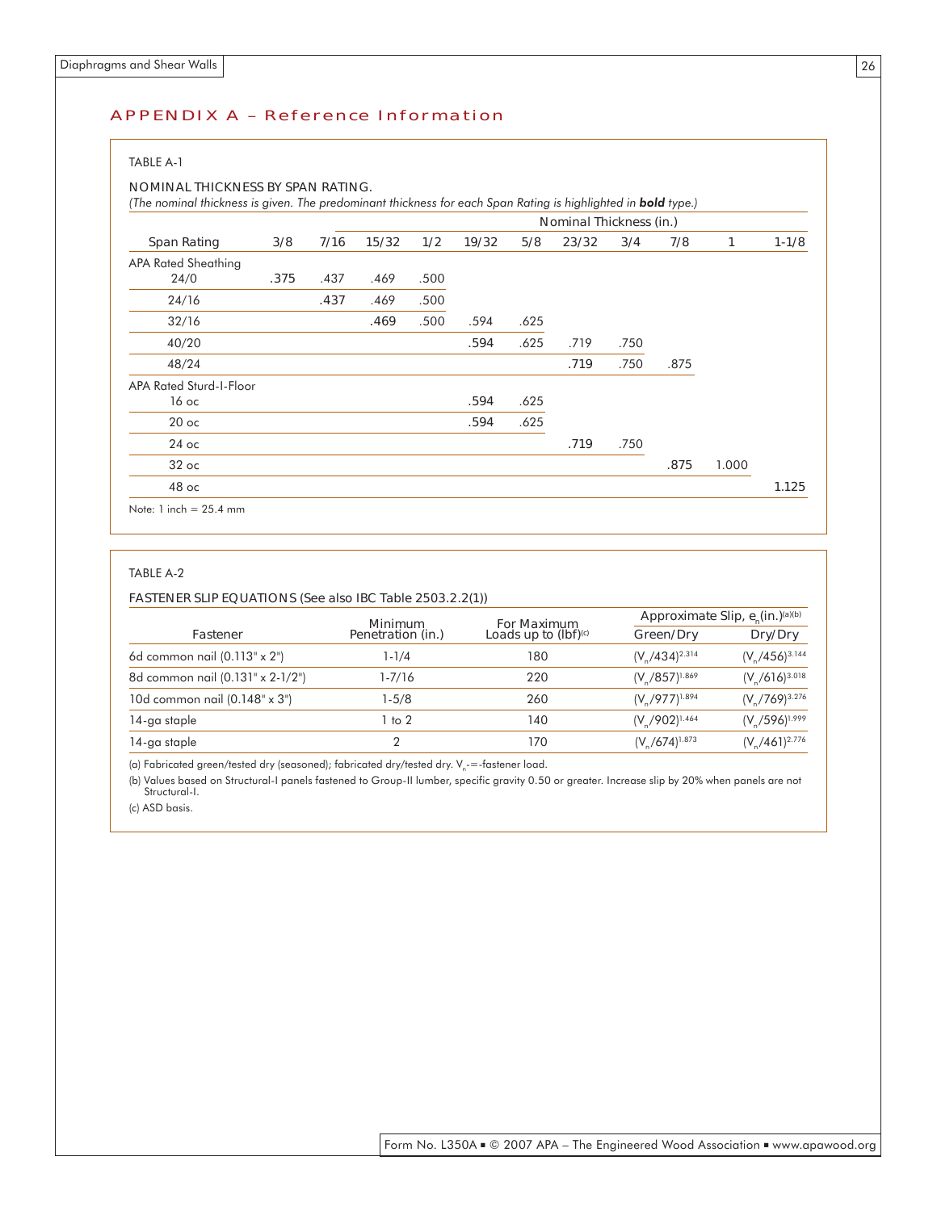## APPENDIX A – Reference Information

TABLE A-1

NOMINAL THICKNESS BY SPAN RATING.

*(The nominal thickness is given. The predominant thickness for each Span Rating is highlighted in **bold** type.)*

| | Nominal Thickness (in.) | | | | | | | | | | |
|---|---|---|---|---|---|---|---|---|---|---|---|
| Span Rating | 3/8 | 7/16 | 15/32 | 1/2 | 19/32 | 5/8 | 23/32 | 3/4 | 7/8 | 1 | 1-1/8 |
| APA Rated Sheathing | | | | | | | | | | | |
| 24/0 | **.375** | .437 | .469 | .500 | | | | | | | |
| 24/16 | | **.437** | .469 | .500 | | | | | | | |
| 32/16 | | | **.469** | .500 | .594 | .625 | | | | | |
| 40/20 | | | | | **.594** | .625 | .719 | .750 | | | |
| 48/24 | | | | | | | **.719** | .750 | .875 | | |
| APA Rated Sturd-I-Floor | | | | | | | | | | | |
| 16 oc | | | | | **.594** | .625 | | | | | |
| 20 oc | | | | | **.594** | .625 | | | | | |
| 24 oc | | | | | | | **.719** | .750 | | | |
| 32 oc | | | | | | | | | **.875** | 1.000 | |
| 48 oc | | | | | | | | | | | **1.125** |

Note: 1 inch = 25.4 mm

TABLE A-2

FASTENER SLIP EQUATIONS (See also IBC Table 2503.2.2(1))

| Fastener | Minimum Penetration (in.) | For Maximum Loads up to (lbf)[c] | Approximate Slip, $e_n$ (in.)[a][b] Green/Dry | Approximate Slip, $e_n$ (in.)[a][b] Dry/Dry |
|---|---|---|---|---|
| 6d common nail (0.113" x 2") | 1-1/4 | 180 | $(V_n/434)^{2.314}$ | $(V_n/456)^{3.144}$ |
| 8d common nail (0.131" x 2-1/2") | 1-7/16 | 220 | $(V_n/857)^{1.869}$ | $(V_n/616)^{3.018}$ |
| 10d common nail (0.148" x 3") | 1-5/8 | 260 | $(V_n/977)^{1.894}$ | $(V_n/769)^{3.276}$ |
| 14-ga staple | 1 to 2 | 140 | $(V_n/902)^{1.464}$ | $(V_n/596)^{1.999}$ |
| 14-ga staple | 2 | 170 | $(V_n/674)^{1.873}$ | $(V_n/461)^{2.776}$ |

(a) Fabricated green/tested dry (seasoned); fabricated dry/tested dry. $V_n$ = fastener load.

(b) Values based on Structural-I panels fastened to Group-II lumber, specific gravity 0.50 or greater. Increase slip by 20% when panels are not Structural-I.

(c) ASD basis.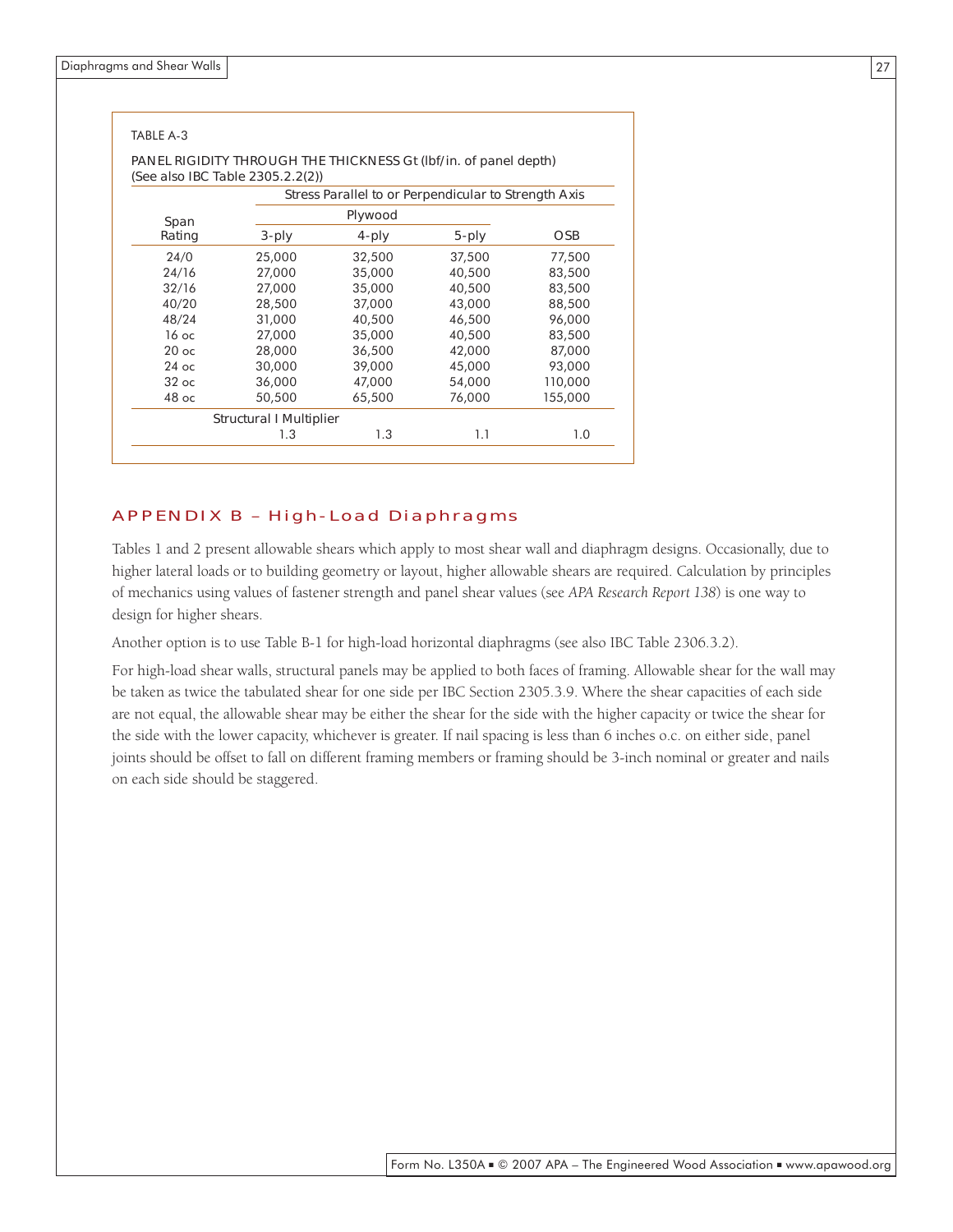TABLE A-3

PANEL RIGIDITY THROUGH THE THICKNESS Gt (lbf/in. of panel depth)
(See also IBC Table 2305.2.2(2))

| Span Rating | Stress Parallel to or Perpendicular to Strength Axis | | | |
|---|---|---|---|---|
| | Plywood | | | OSB |
| | 3-ply | 4-ply | 5-ply | |
| 24/0 | 25,000 | 32,500 | 37,500 | 77,500 |
| 24/16 | 27,000 | 35,000 | 40,500 | 83,500 |
| 32/16 | 27,000 | 35,000 | 40,500 | 83,500 |
| 40/20 | 28,500 | 37,000 | 43,000 | 88,500 |
| 48/24 | 31,000 | 40,500 | 46,500 | 96,000 |
| 16 oc | 27,000 | 35,000 | 40,500 | 83,500 |
| 20 oc | 28,000 | 36,500 | 42,000 | 87,000 |
| 24 oc | 30,000 | 39,000 | 45,000 | 93,000 |
| 32 oc | 36,000 | 47,000 | 54,000 | 110,000 |
| 48 oc | 50,500 | 65,500 | 76,000 | 155,000 |
| Structural I Multiplier | | | | |
| | 1.3 | 1.3 | 1.1 | 1.0 |

## APPENDIX B – High-Load Diaphragms

Tables 1 and 2 present allowable shears which apply to most shear wall and diaphragm designs. Occasionally, due to higher lateral loads or to building geometry or layout, higher allowable shears are required. Calculation by principles of mechanics using values of fastener strength and panel shear values (see *APA Research Report 138*) is one way to design for higher shears.

Another option is to use Table B-1 for high-load horizontal diaphragms (see also IBC Table 2306.3.2).

For high-load shear walls, structural panels may be applied to both faces of framing. Allowable shear for the wall may be taken as twice the tabulated shear for one side per IBC Section 2305.3.9. Where the shear capacities of each side are not equal, the allowable shear may be either the shear for the side with the higher capacity or twice the shear for the side with the lower capacity, whichever is greater. If nail spacing is less than 6 inches o.c. on either side, panel joints should be offset to fall on different framing members or framing should be 3-inch nominal or greater and nails on each side should be staggered.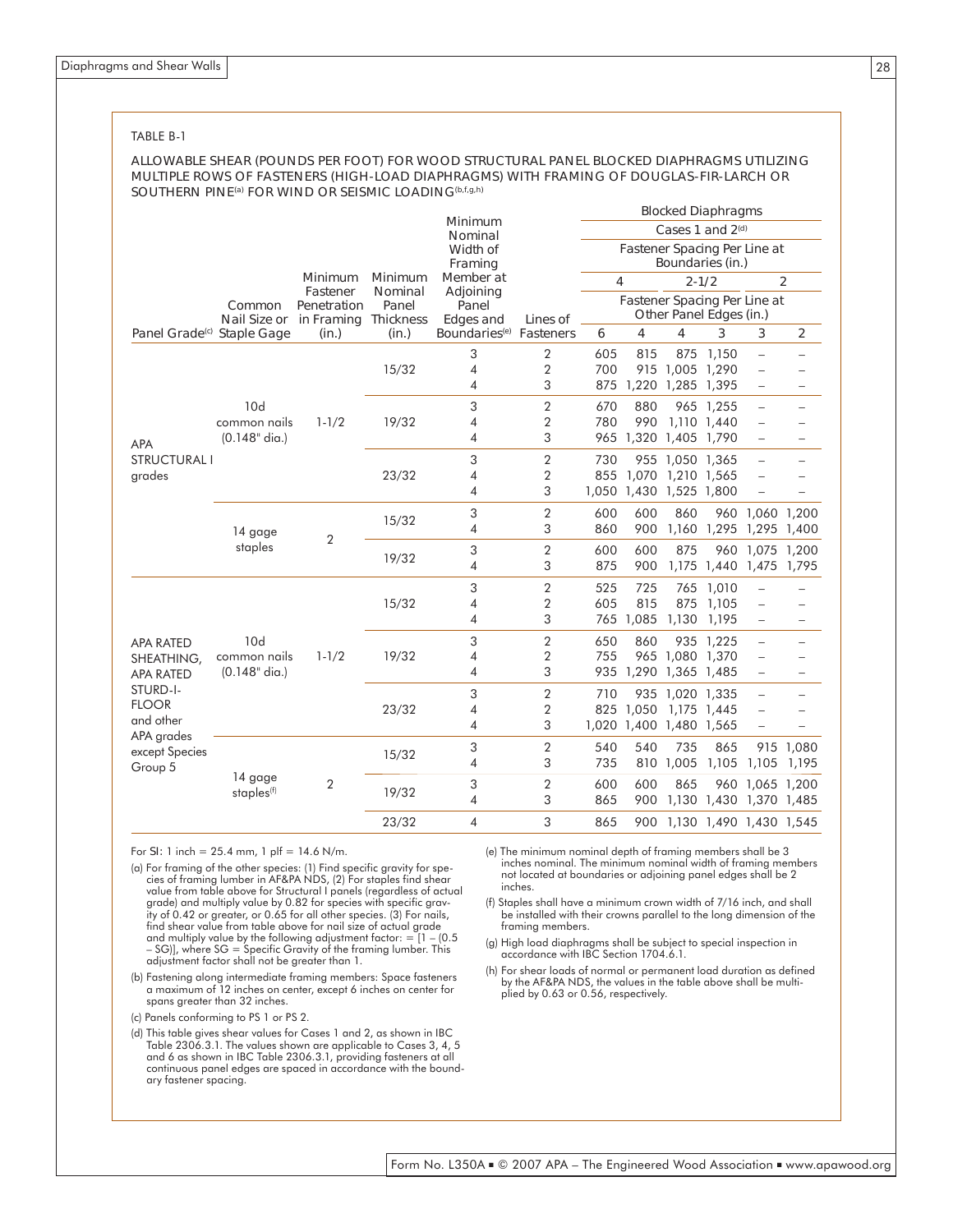TABLE B-1

ALLOWABLE SHEAR (POUNDS PER FOOT) FOR WOOD STRUCTURAL PANEL BLOCKED DIAPHRAGMS UTILIZING MULTIPLE ROWS OF FASTENERS (HIGH-LOAD DIAPHRAGMS) WITH FRAMING OF DOUGLAS-FIR-LARCH OR SOUTHERN PINE[a] FOR WIND OR SEISMIC LOADING[b,f,g,h]

| Panel Grade[c] | Common Nail Size or Staple Gage | Minimum Fastener Penetration in Framing (in.) | Minimum Nominal Panel Thickness (in.) | Minimum Nominal Width of Framing Member at Adjoining Panel Edges and Boundaries[e] | Lines of Fasteners | Blocked Diaphragms – Cases 1 and 2[d] – Fastener Spacing Per Line at Boundaries (in.): 4 | | 2-1/2 | | 2 | |
|---|---|---|---|---|---|---|---|---|---|---|---|
| | | | | | | **Fastener Spacing Per Line at Other Panel Edges (in.)** | | | | | |
| | | | | | | 6 | 4 | 4 | 3 | 3 | 2 |
| APA STRUCTURAL I grades | 10d common nails (0.148" dia.) | 1-1/2 | 15/32 | 3 | 2 | 605 | 815 | 875 | 1,150 | – | – |
| | | | | 4 | 2 | 700 | 915 | 1,005 | 1,290 | – | – |
| | | | | 4 | 3 | 875 | 1,220 | 1,285 | 1,395 | – | – |
| | | | 19/32 | 3 | 2 | 670 | 880 | 965 | 1,255 | – | – |
| | | | | 4 | 2 | 780 | 990 | 1,110 | 1,440 | – | – |
| | | | | 4 | 3 | 965 | 1,320 | 1,405 | 1,790 | – | – |
| | | | 23/32 | 3 | 2 | 730 | 955 | 1,050 | 1,365 | – | – |
| | | | | 4 | 2 | 855 | 1,070 | 1,210 | 1,565 | – | – |
| | | | | 4 | 3 | 1,050 | 1,430 | 1,525 | 1,800 | – | – |
| | 14 gage staples | 2 | 15/32 | 3 | 2 | 600 | 600 | 860 | 960 | 1,060 | 1,200 |
| | | | | 4 | 3 | 860 | 900 | 1,160 | 1,295 | 1,295 | 1,400 |
| | | | 19/32 | 3 | 2 | 600 | 600 | 875 | 960 | 1,075 | 1,200 |
| | | | | 4 | 3 | 875 | 900 | 1,175 | 1,440 | 1,475 | 1,795 |
| APA RATED SHEATHING, APA RATED STURD-I-FLOOR and other APA grades except Species Group 5 | 10d common nails (0.148" dia.) | 1-1/2 | 15/32 | 3 | 2 | 525 | 725 | 765 | 1,010 | – | – |
| | | | | 4 | 2 | 605 | 815 | 875 | 1,105 | – | – |
| | | | | 4 | 3 | 765 | 1,085 | 1,130 | 1,195 | – | – |
| | | | 19/32 | 3 | 2 | 650 | 860 | 935 | 1,225 | – | – |
| | | | | 4 | 2 | 755 | 965 | 1,080 | 1,370 | – | – |
| | | | | 4 | 3 | 935 | 1,290 | 1,365 | 1,485 | – | – |
| | | | 23/32 | 3 | 2 | 710 | 935 | 1,020 | 1,335 | – | – |
| | | | | 4 | 2 | 825 | 1,050 | 1,175 | 1,445 | – | – |
| | | | | 4 | 3 | 1,020 | 1,400 | 1,480 | 1,565 | – | – |
| | 14 gage staples[f] | 2 | 15/32 | 3 | 2 | 540 | 540 | 735 | 865 | 915 | 1,080 |
| | | | | 4 | 3 | 735 | 810 | 1,005 | 1,105 | 1,105 | 1,195 |
| | | | 19/32 | 3 | 2 | 600 | 600 | 865 | 960 | 1,065 | 1,200 |
| | | | | 4 | 3 | 865 | 900 | 1,130 | 1,430 | 1,370 | 1,485 |
| | | | 23/32 | 4 | 3 | 865 | 900 | 1,130 | 1,490 | 1,430 | 1,545 |

For SI: 1 inch = 25.4 mm, 1 plf = 14.6 N/m.

(a) For framing of the other species: (1) Find specific gravity for species of framing lumber in AF&PA NDS, (2) For staples find shear value from table above for Structural I panels (regardless of actual grade) and multiply value by 0.82 for species with specific gravity of 0.42 or greater, or 0.65 for all other species. (3) For nails, find shear value from table above for nail size of actual grade and multiply value by the following adjustment factor: = [1 – (0.5 – SG)], where SG = Specific Gravity of the framing lumber. This adjustment factor shall not be greater than 1.

(b) Fastening along intermediate framing members: Space fasteners a maximum of 12 inches on center, except 6 inches on center for spans greater than 32 inches.

(c) Panels conforming to PS 1 or PS 2.

(d) This table gives shear values for Cases 1 and 2, as shown in IBC Table 2306.3.1. The values shown are applicable to Cases 3, 4, 5 and 6 as shown in IBC Table 2306.3.1, providing fasteners at all continuous panel edges are spaced in accordance with the boundary fastener spacing.

(e) The minimum nominal depth of framing members shall be 3 inches nominal. The minimum nominal width of framing members not located at boundaries or adjoining panel edges shall be 2 inches.

(f) Staples shall have a minimum crown width of 7/16 inch, and shall be installed with their crowns parallel to the long dimension of the framing members.

(g) High load diaphragms shall be subject to special inspection in accordance with IBC Section 1704.6.1.

(h) For shear loads of normal or permanent load duration as defined by the AF&PA NDS, the values in the table above shall be multiplied by 0.63 or 0.56, respectively.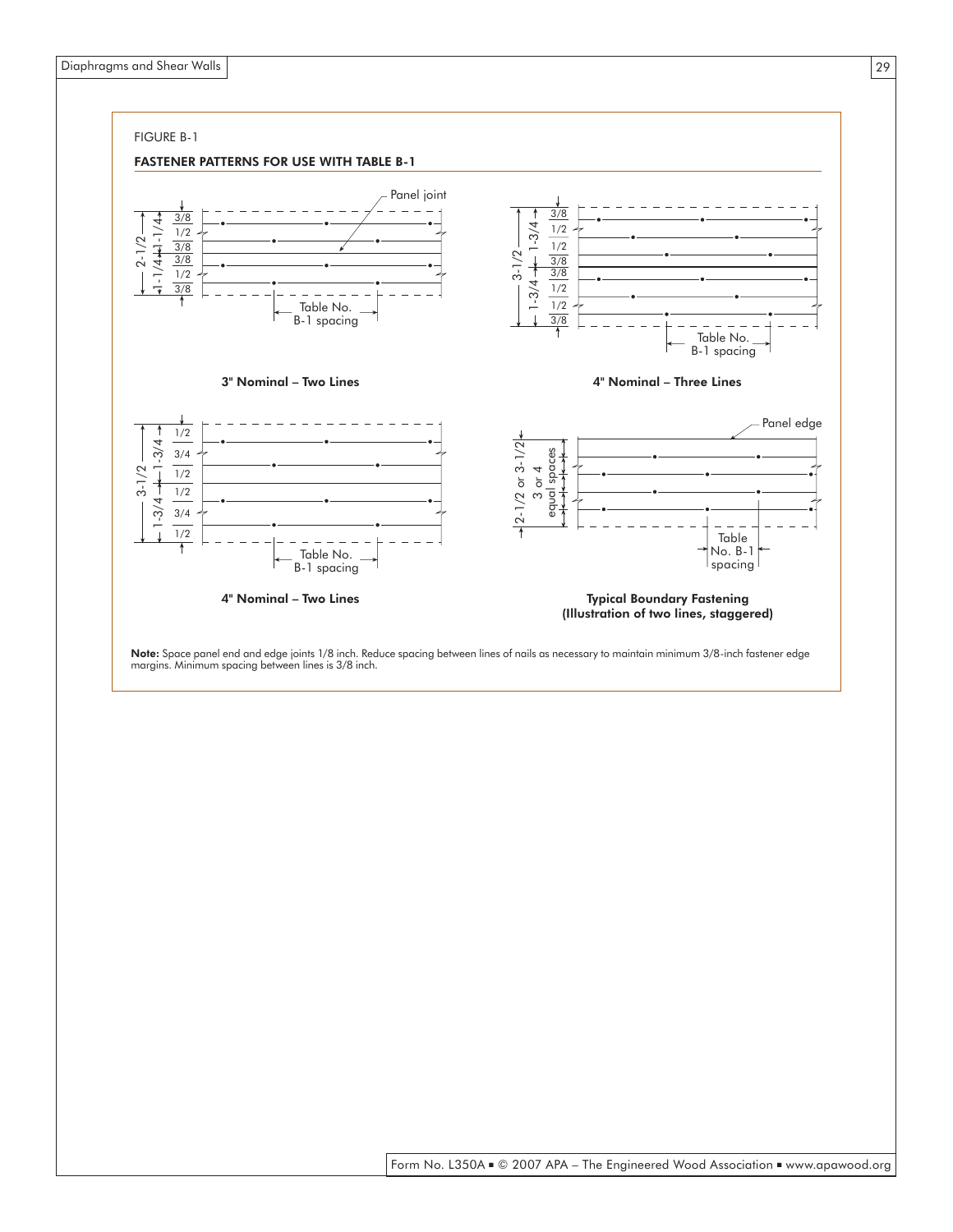FIGURE B-1

**FASTENER PATTERNS FOR USE WITH TABLE B-1**

Panel joint

Table No. B-1 spacing

**3" Nominal – Two Lines**

Table No. B-1 spacing

**4" Nominal – Three Lines**

Table No. B-1 spacing

**4" Nominal – Two Lines**

Panel edge

2-1/2 or 3-1/2

3 or 4 equal spaces

Table No. B-1 spacing

**Typical Boundary Fastening (Illustration of two lines, staggered)**

**Note:** Space panel end and edge joints 1/8 inch. Reduce spacing between lines of nails as necessary to maintain minimum 3/8-inch fastener edge margins. Minimum spacing between lines is 3/8 inch.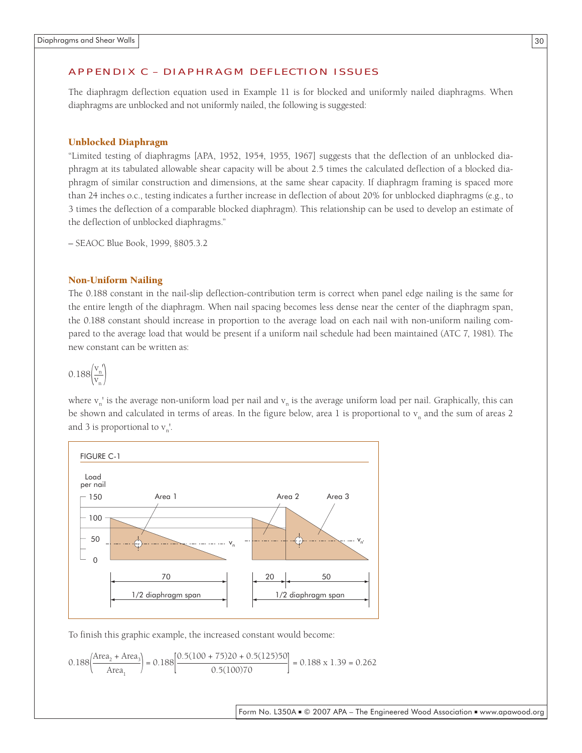## APPENDIX C – DIAPHRAGM DEFLECTION ISSUES

The diaphragm deflection equation used in Example 11 is for blocked and uniformly nailed diaphragms. When diaphragms are unblocked and not uniformly nailed, the following is suggested:

### Unblocked Diaphragm

"Limited testing of diaphragms [APA, 1952, 1954, 1955, 1967] suggests that the deflection of an unblocked diaphragm at its tabulated allowable shear capacity will be about 2.5 times the calculated deflection of a blocked diaphragm of similar construction and dimensions, at the same shear capacity. If diaphragm framing is spaced more than 24 inches o.c., testing indicates a further increase in deflection of about 20% for unblocked diaphragms (e.g., to 3 times the deflection of a comparable blocked diaphragm). This relationship can be used to develop an estimate of the deflection of unblocked diaphragms."

– SEAOC Blue Book, 1999, §805.3.2

### Non-Uniform Nailing

The 0.188 constant in the nail-slip deflection-contribution term is correct when panel edge nailing is the same for the entire length of the diaphragm. When nail spacing becomes less dense near the center of the diaphragm span, the 0.188 constant should increase in proportion to the average load on each nail with non-uniform nailing compared to the average load that would be present if a uniform nail schedule had been maintained (ATC 7, 1981). The new constant can be written as:

$$0.188\left(\frac{v_n'}{v_n}\right)$$

where $v_n'$ is the average non-uniform load per nail and $v_n$ is the average uniform load per nail. Graphically, this can be shown and calculated in terms of areas. In the figure below, area 1 is proportional to $v_n$ and the sum of areas 2 and 3 is proportional to $v_n'$.

FIGURE C-1

Load per nail: 150, 100, 50, 0 — Area 1, Area 2, Area 3 — $v_n$, $v_{n'}$ — 70 (1/2 diaphragm span); 20, 50 (1/2 diaphragm span)

To finish this graphic example, the increased constant would become:

$$0.188\left(\frac{\text{Area}_2 + \text{Area}_3}{\text{Area}_1}\right) = 0.188\left[\frac{0.5(100 + 75)20 + 0.5(125)50}{0.5(100)70}\right] = 0.188 \text{ x } 1.39 = 0.262$$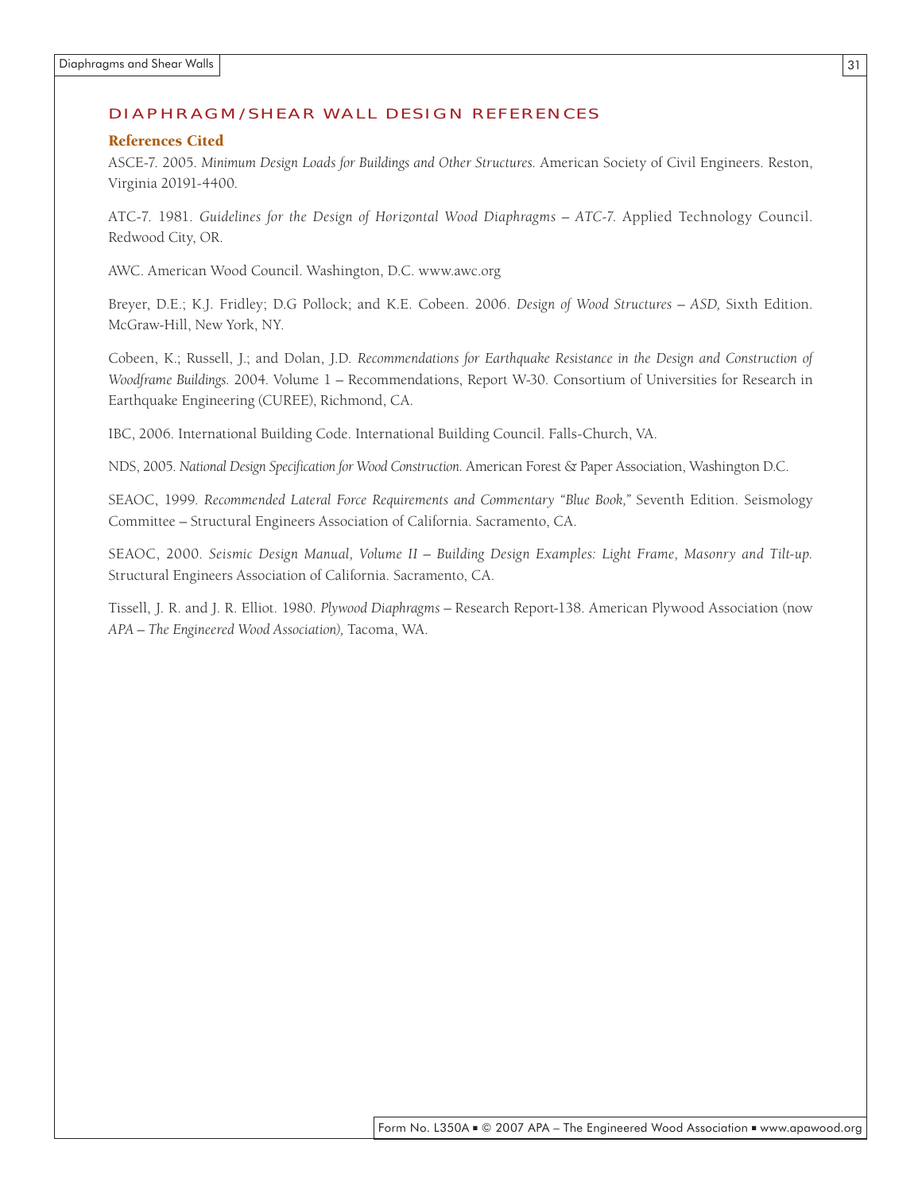## DIAPHRAGM/SHEAR WALL DESIGN REFERENCES

### References Cited

ASCE-7. 2005. *Minimum Design Loads for Buildings and Other Structures.* American Society of Civil Engineers. Reston, Virginia 20191-4400.

ATC-7. 1981. *Guidelines for the Design of Horizontal Wood Diaphragms – ATC-7.* Applied Technology Council. Redwood City, OR.

AWC. American Wood Council. Washington, D.C. www.awc.org

Breyer, D.E.; K.J. Fridley; D.G Pollock; and K.E. Cobeen. 2006. *Design of Wood Structures – ASD,* Sixth Edition. McGraw-Hill, New York, NY.

Cobeen, K.; Russell, J.; and Dolan, J.D. *Recommendations for Earthquake Resistance in the Design and Construction of Woodframe Buildings.* 2004. Volume 1 – Recommendations, Report W-30. Consortium of Universities for Research in Earthquake Engineering (CUREE), Richmond, CA.

IBC, 2006. International Building Code. International Building Council. Falls-Church, VA.

NDS, 2005. *National Design Specification for Wood Construction.* American Forest & Paper Association, Washington D.C.

SEAOC, 1999. *Recommended Lateral Force Requirements and Commentary "Blue Book,"* Seventh Edition. Seismology Committee – Structural Engineers Association of California. Sacramento, CA.

SEAOC, 2000. *Seismic Design Manual, Volume II – Building Design Examples: Light Frame, Masonry and Tilt-up.* Structural Engineers Association of California. Sacramento, CA.

Tissell, J. R. and J. R. Elliot. 1980. *Plywood Diaphragms* – Research Report-138. American Plywood Association (now *APA – The Engineered Wood Association),* Tacoma, WA.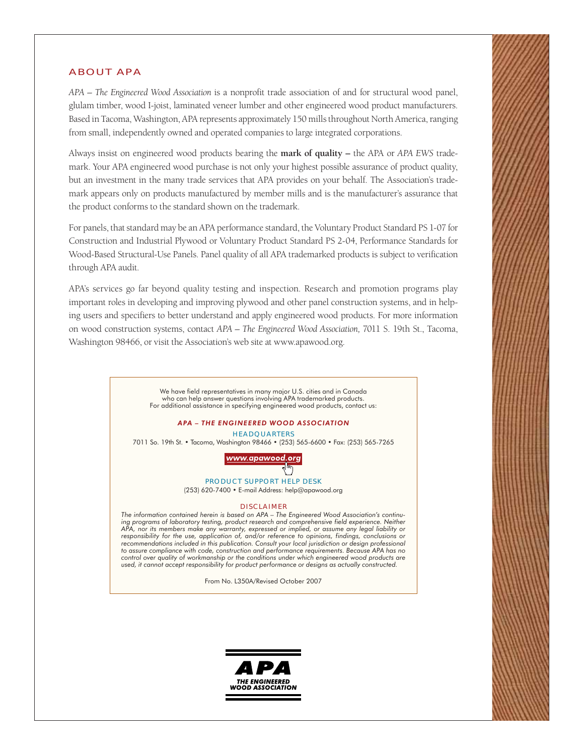## ABOUT APA

*APA – The Engineered Wood Association* is a nonprofit trade association of and for structural wood panel, glulam timber, wood I-joist, laminated veneer lumber and other engineered wood product manufacturers. Based in Tacoma, Washington, APA represents approximately 150 mills throughout North America, ranging from small, independently owned and operated companies to large integrated corporations.

Always insist on engineered wood products bearing the **mark of quality –** the APA or *APA EWS* trademark. Your APA engineered wood purchase is not only your highest possible assurance of product quality, but an investment in the many trade services that APA provides on your behalf. The Association's trademark appears only on products manufactured by member mills and is the manufacturer's assurance that the product conforms to the standard shown on the trademark.

For panels, that standard may be an APA performance standard, the Voluntary Product Standard PS 1-07 for Construction and Industrial Plywood or Voluntary Product Standard PS 2-04, Performance Standards for Wood-Based Structural-Use Panels. Panel quality of all APA trademarked products is subject to verification through APA audit.

APA's services go far beyond quality testing and inspection. Research and promotion programs play important roles in developing and improving plywood and other panel construction systems, and in helping users and specifiers to better understand and apply engineered wood products. For more information on wood construction systems, contact *APA – The Engineered Wood Association,* 7011 S. 19th St., Tacoma, Washington 98466, or visit the Association's web site at www.apawood.org.

We have field representatives in many major U.S. cities and in Canada who can help answer questions involving APA trademarked products. For additional assistance in specifying engineered wood products, contact us:

***APA – THE ENGINEERED WOOD ASSOCIATION***

HEADQUARTERS

7011 So. 19th St. • Tacoma, Washington 98466 • (253) 565-6600 • Fax: (253) 565-7265

*www.apawood.org*

PRODUCT SUPPORT HELP DESK

(253) 620-7400 • E-mail Address: help@apawood.org

DISCLAIMER

*The information contained herein is based on APA – The Engineered Wood Association's continuing programs of laboratory testing, product research and comprehensive field experience. Neither APA, nor its members make any warranty, expressed or implied, or assume any legal liability or responsibility for the use, application of, and/or reference to opinions, findings, conclusions or recommendations included in this publication. Consult your local jurisdiction or design professional to assure compliance with code, construction and performance requirements. Because APA has no control over quality of workmanship or the conditions under which engineered wood products are used, it cannot accept responsibility for product performance or designs as actually constructed.*

From No. L350A/Revised October 2007

**APA**
**THE ENGINEERED WOOD ASSOCIATION**